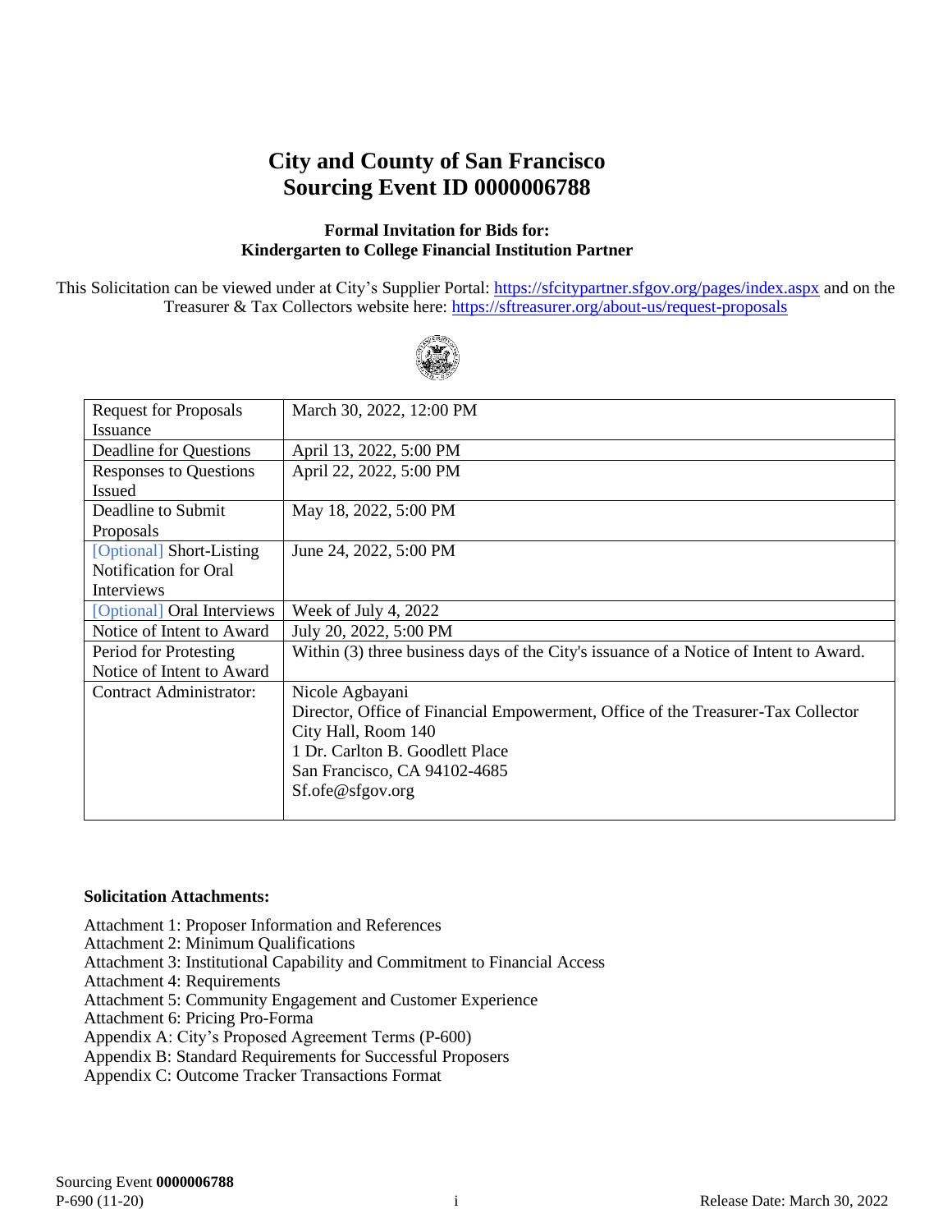# City and County of San Francisco
# Sourcing Event ID 0000006788

### Formal Invitation for Bids for:
### Kindergarten to College Financial Institution Partner

This Solicitation can be viewed under at City's Supplier Portal: https://sfcitypartner.sfgov.org/pages/index.aspx and on the Treasurer & Tax Collectors website here: https://sftreasurer.org/about-us/request-proposals

| | |
|---|---|
| Request for Proposals Issuance | March 30, 2022, 12:00 PM |
| Deadline for Questions | April 13, 2022, 5:00 PM |
| Responses to Questions Issued | April 22, 2022, 5:00 PM |
| Deadline to Submit Proposals | May 18, 2022, 5:00 PM |
| [Optional] Short-Listing Notification for Oral Interviews | June 24, 2022, 5:00 PM |
| [Optional] Oral Interviews | Week of July 4, 2022 |
| Notice of Intent to Award | July 20, 2022, 5:00 PM |
| Period for Protesting Notice of Intent to Award | Within (3) three business days of the City's issuance of a Notice of Intent to Award. |
| Contract Administrator: | Nicole Agbayani<br>Director, Office of Financial Empowerment, Office of the Treasurer-Tax Collector<br>City Hall, Room 140<br>1 Dr. Carlton B. Goodlett Place<br>San Francisco, CA 94102-4685<br>Sf.ofe@sfgov.org |

**Solicitation Attachments:**

Attachment 1: Proposer Information and References
Attachment 2: Minimum Qualifications
Attachment 3: Institutional Capability and Commitment to Financial Access
Attachment 4: Requirements
Attachment 5: Community Engagement and Customer Experience
Attachment 6: Pricing Pro-Forma
Appendix A: City's Proposed Agreement Terms (P-600)
Appendix B: Standard Requirements for Successful Proposers
Appendix C: Outcome Tracker Transactions Format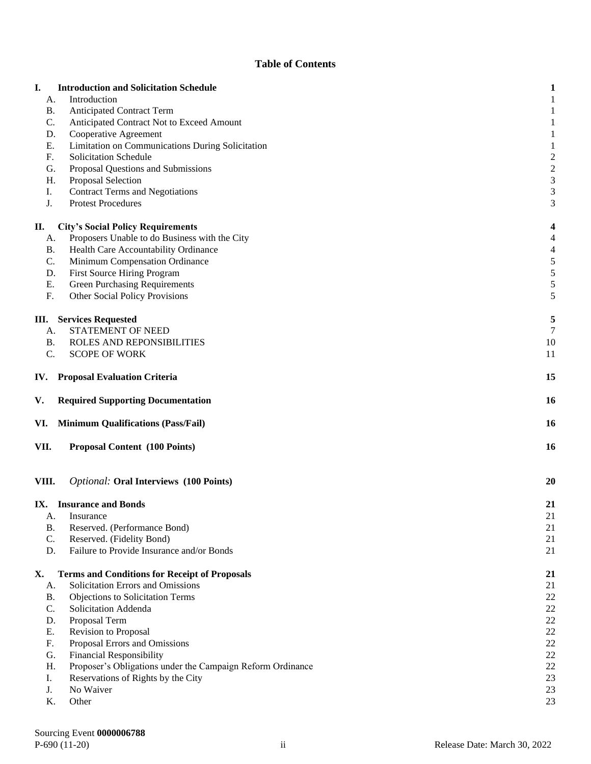# Table of Contents

| | | |
|---|---|---|
| **I.** | **Introduction and Solicitation Schedule** | **1** |
| A. | Introduction | 1 |
| B. | Anticipated Contract Term | 1 |
| C. | Anticipated Contract Not to Exceed Amount | 1 |
| D. | Cooperative Agreement | 1 |
| E. | Limitation on Communications During Solicitation | 1 |
| F. | Solicitation Schedule | 2 |
| G. | Proposal Questions and Submissions | 2 |
| H. | Proposal Selection | 3 |
| I. | Contract Terms and Negotiations | 3 |
| J. | Protest Procedures | 3 |
| **II.** | **City's Social Policy Requirements** | **4** |
| A. | Proposers Unable to do Business with the City | 4 |
| B. | Health Care Accountability Ordinance | 4 |
| C. | Minimum Compensation Ordinance | 5 |
| D. | First Source Hiring Program | 5 |
| E. | Green Purchasing Requirements | 5 |
| F. | Other Social Policy Provisions | 5 |
| **III.** | **Services Requested** | **5** |
| A. | STATEMENT OF NEED | 7 |
| B. | ROLES AND REPONSIBILITIES | 10 |
| C. | SCOPE OF WORK | 11 |
| **IV.** | **Proposal Evaluation Criteria** | **15** |
| **V.** | **Required Supporting Documentation** | **16** |
| **VI.** | **Minimum Qualifications (Pass/Fail)** | **16** |
| **VII.** | **Proposal Content (100 Points)** | **16** |
| **VIII.** | *Optional:* **Oral Interviews (100 Points)** | **20** |
| **IX.** | **Insurance and Bonds** | **21** |
| A. | Insurance | 21 |
| B. | Reserved. (Performance Bond) | 21 |
| C. | Reserved. (Fidelity Bond) | 21 |
| D. | Failure to Provide Insurance and/or Bonds | 21 |
| **X.** | **Terms and Conditions for Receipt of Proposals** | **21** |
| A. | Solicitation Errors and Omissions | 21 |
| B. | Objections to Solicitation Terms | 22 |
| C. | Solicitation Addenda | 22 |
| D. | Proposal Term | 22 |
| E. | Revision to Proposal | 22 |
| F. | Proposal Errors and Omissions | 22 |
| G. | Financial Responsibility | 22 |
| H. | Proposer's Obligations under the Campaign Reform Ordinance | 22 |
| I. | Reservations of Rights by the City | 23 |
| J. | No Waiver | 23 |
| K. | Other | 23 |

Sourcing Event **0000006788**
P-690 (11-20) Release Date: March 30, 2022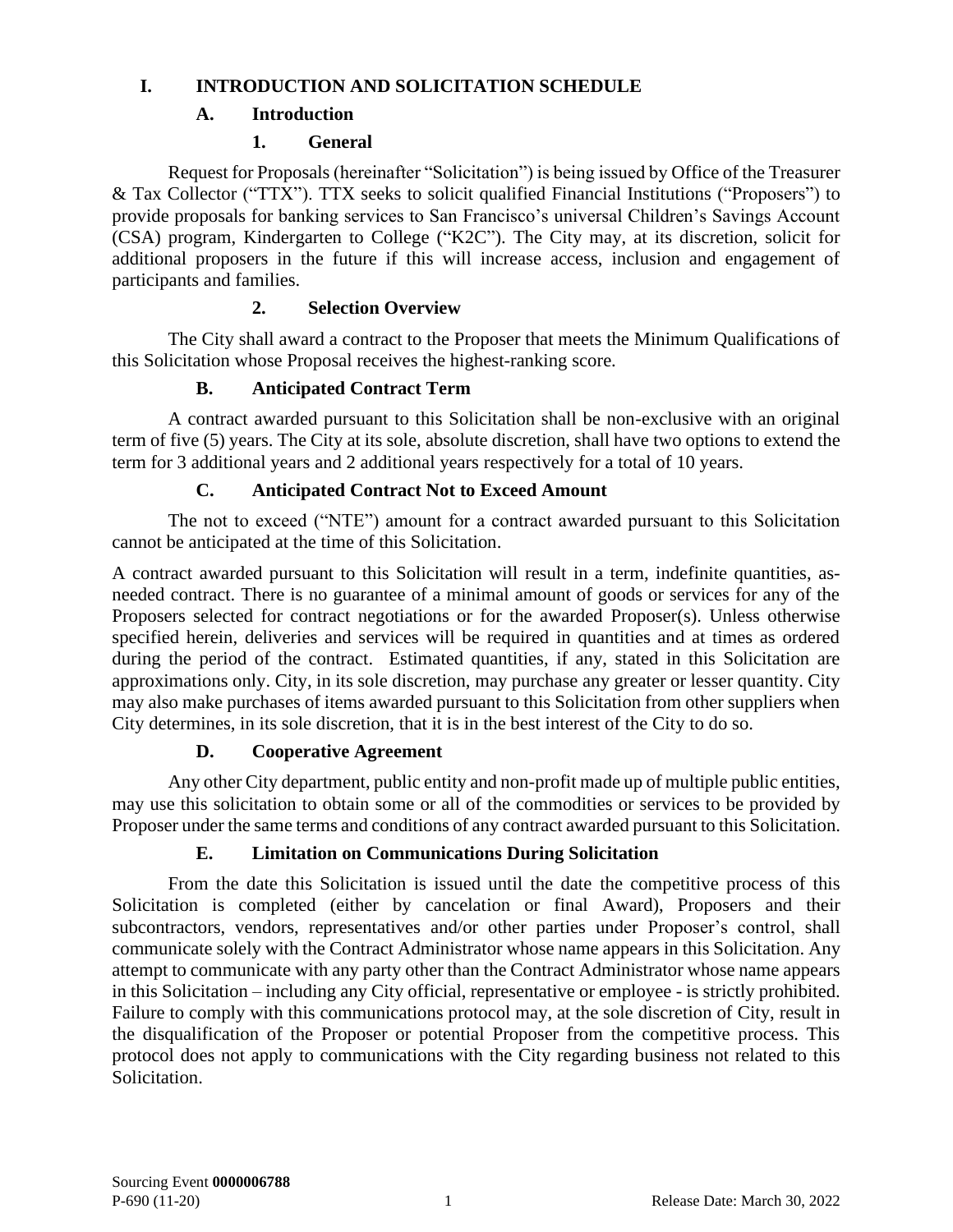# I. INTRODUCTION AND SOLICITATION SCHEDULE

## A. Introduction

### 1. General

Request for Proposals (hereinafter "Solicitation") is being issued by Office of the Treasurer & Tax Collector ("TTX"). TTX seeks to solicit qualified Financial Institutions ("Proposers") to provide proposals for banking services to San Francisco's universal Children's Savings Account (CSA) program, Kindergarten to College ("K2C"). The City may, at its discretion, solicit for additional proposers in the future if this will increase access, inclusion and engagement of participants and families.

### 2. Selection Overview

The City shall award a contract to the Proposer that meets the Minimum Qualifications of this Solicitation whose Proposal receives the highest-ranking score.

## B. Anticipated Contract Term

A contract awarded pursuant to this Solicitation shall be non-exclusive with an original term of five (5) years. The City at its sole, absolute discretion, shall have two options to extend the term for 3 additional years and 2 additional years respectively for a total of 10 years.

## C. Anticipated Contract Not to Exceed Amount

The not to exceed ("NTE") amount for a contract awarded pursuant to this Solicitation cannot be anticipated at the time of this Solicitation.

A contract awarded pursuant to this Solicitation will result in a term, indefinite quantities, as-needed contract. There is no guarantee of a minimal amount of goods or services for any of the Proposers selected for contract negotiations or for the awarded Proposer(s). Unless otherwise specified herein, deliveries and services will be required in quantities and at times as ordered during the period of the contract. Estimated quantities, if any, stated in this Solicitation are approximations only. City, in its sole discretion, may purchase any greater or lesser quantity. City may also make purchases of items awarded pursuant to this Solicitation from other suppliers when City determines, in its sole discretion, that it is in the best interest of the City to do so.

## D. Cooperative Agreement

Any other City department, public entity and non-profit made up of multiple public entities, may use this solicitation to obtain some or all of the commodities or services to be provided by Proposer under the same terms and conditions of any contract awarded pursuant to this Solicitation.

## E. Limitation on Communications During Solicitation

From the date this Solicitation is issued until the date the competitive process of this Solicitation is completed (either by cancelation or final Award), Proposers and their subcontractors, vendors, representatives and/or other parties under Proposer's control, shall communicate solely with the Contract Administrator whose name appears in this Solicitation. Any attempt to communicate with any party other than the Contract Administrator whose name appears in this Solicitation – including any City official, representative or employee - is strictly prohibited. Failure to comply with this communications protocol may, at the sole discretion of City, result in the disqualification of the Proposer or potential Proposer from the competitive process. This protocol does not apply to communications with the City regarding business not related to this Solicitation.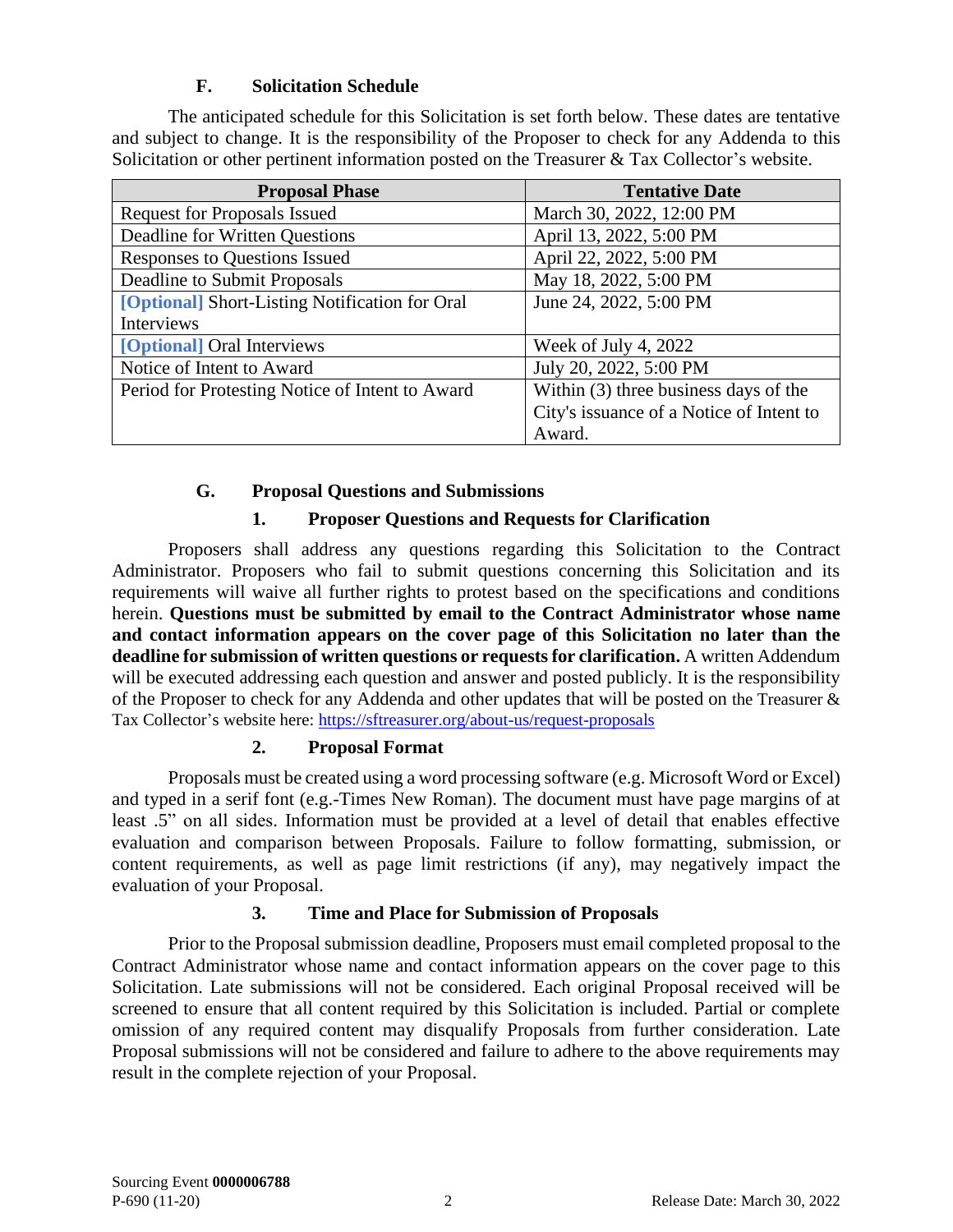### F. Solicitation Schedule

The anticipated schedule for this Solicitation is set forth below. These dates are tentative and subject to change. It is the responsibility of the Proposer to check for any Addenda to this Solicitation or other pertinent information posted on the Treasurer & Tax Collector's website.

| Proposal Phase | Tentative Date |
|---|---|
| Request for Proposals Issued | March 30, 2022, 12:00 PM |
| Deadline for Written Questions | April 13, 2022, 5:00 PM |
| Responses to Questions Issued | April 22, 2022, 5:00 PM |
| Deadline to Submit Proposals | May 18, 2022, 5:00 PM |
| **[Optional]** Short-Listing Notification for Oral Interviews | June 24, 2022, 5:00 PM |
| **[Optional]** Oral Interviews | Week of July 4, 2022 |
| Notice of Intent to Award | July 20, 2022, 5:00 PM |
| Period for Protesting Notice of Intent to Award | Within (3) three business days of the City's issuance of a Notice of Intent to Award. |

### G. Proposal Questions and Submissions

#### 1. Proposer Questions and Requests for Clarification

Proposers shall address any questions regarding this Solicitation to the Contract Administrator. Proposers who fail to submit questions concerning this Solicitation and its requirements will waive all further rights to protest based on the specifications and conditions herein. **Questions must be submitted by email to the Contract Administrator whose name and contact information appears on the cover page of this Solicitation no later than the deadline for submission of written questions or requests for clarification.** A written Addendum will be executed addressing each question and answer and posted publicly. It is the responsibility of the Proposer to check for any Addenda and other updates that will be posted on the Treasurer & Tax Collector's website here: https://sftreasurer.org/about-us/request-proposals

#### 2. Proposal Format

Proposals must be created using a word processing software (e.g. Microsoft Word or Excel) and typed in a serif font (e.g.-Times New Roman). The document must have page margins of at least .5" on all sides. Information must be provided at a level of detail that enables effective evaluation and comparison between Proposals. Failure to follow formatting, submission, or content requirements, as well as page limit restrictions (if any), may negatively impact the evaluation of your Proposal.

#### 3. Time and Place for Submission of Proposals

Prior to the Proposal submission deadline, Proposers must email completed proposal to the Contract Administrator whose name and contact information appears on the cover page to this Solicitation. Late submissions will not be considered. Each original Proposal received will be screened to ensure that all content required by this Solicitation is included. Partial or complete omission of any required content may disqualify Proposals from further consideration. Late Proposal submissions will not be considered and failure to adhere to the above requirements may result in the complete rejection of your Proposal.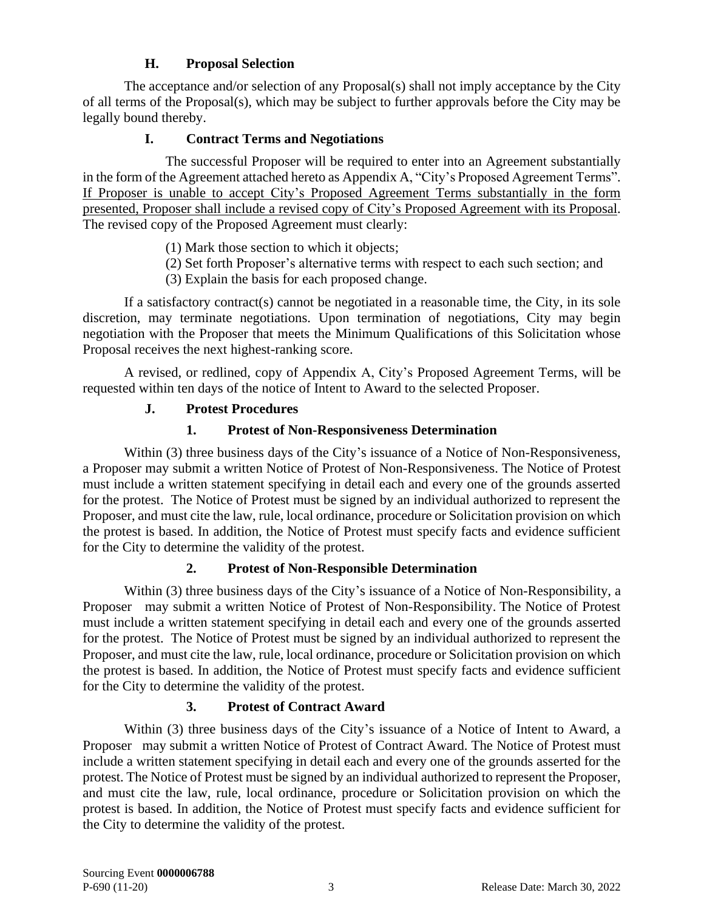### H. Proposal Selection

The acceptance and/or selection of any Proposal(s) shall not imply acceptance by the City of all terms of the Proposal(s), which may be subject to further approvals before the City may be legally bound thereby.

### I. Contract Terms and Negotiations

The successful Proposer will be required to enter into an Agreement substantially in the form of the Agreement attached hereto as Appendix A, "City's Proposed Agreement Terms". <u>If Proposer is unable to accept City's Proposed Agreement Terms substantially in the form presented, Proposer shall include a revised copy of City's Proposed Agreement with its Proposal</u>. The revised copy of the Proposed Agreement must clearly:

(1) Mark those section to which it objects;
(2) Set forth Proposer's alternative terms with respect to each such section; and
(3) Explain the basis for each proposed change.

If a satisfactory contract(s) cannot be negotiated in a reasonable time, the City, in its sole discretion, may terminate negotiations. Upon termination of negotiations, City may begin negotiation with the Proposer that meets the Minimum Qualifications of this Solicitation whose Proposal receives the next highest-ranking score.

A revised, or redlined, copy of Appendix A, City's Proposed Agreement Terms, will be requested within ten days of the notice of Intent to Award to the selected Proposer.

### J. Protest Procedures

#### 1. Protest of Non-Responsiveness Determination

Within (3) three business days of the City's issuance of a Notice of Non-Responsiveness, a Proposer may submit a written Notice of Protest of Non-Responsiveness. The Notice of Protest must include a written statement specifying in detail each and every one of the grounds asserted for the protest. The Notice of Protest must be signed by an individual authorized to represent the Proposer, and must cite the law, rule, local ordinance, procedure or Solicitation provision on which the protest is based. In addition, the Notice of Protest must specify facts and evidence sufficient for the City to determine the validity of the protest.

#### 2. Protest of Non-Responsible Determination

Within (3) three business days of the City's issuance of a Notice of Non-Responsibility, a Proposer may submit a written Notice of Protest of Non-Responsibility. The Notice of Protest must include a written statement specifying in detail each and every one of the grounds asserted for the protest. The Notice of Protest must be signed by an individual authorized to represent the Proposer, and must cite the law, rule, local ordinance, procedure or Solicitation provision on which the protest is based. In addition, the Notice of Protest must specify facts and evidence sufficient for the City to determine the validity of the protest.

#### 3. Protest of Contract Award

Within (3) three business days of the City's issuance of a Notice of Intent to Award, a Proposer may submit a written Notice of Protest of Contract Award. The Notice of Protest must include a written statement specifying in detail each and every one of the grounds asserted for the protest. The Notice of Protest must be signed by an individual authorized to represent the Proposer, and must cite the law, rule, local ordinance, procedure or Solicitation provision on which the protest is based. In addition, the Notice of Protest must specify facts and evidence sufficient for the City to determine the validity of the protest.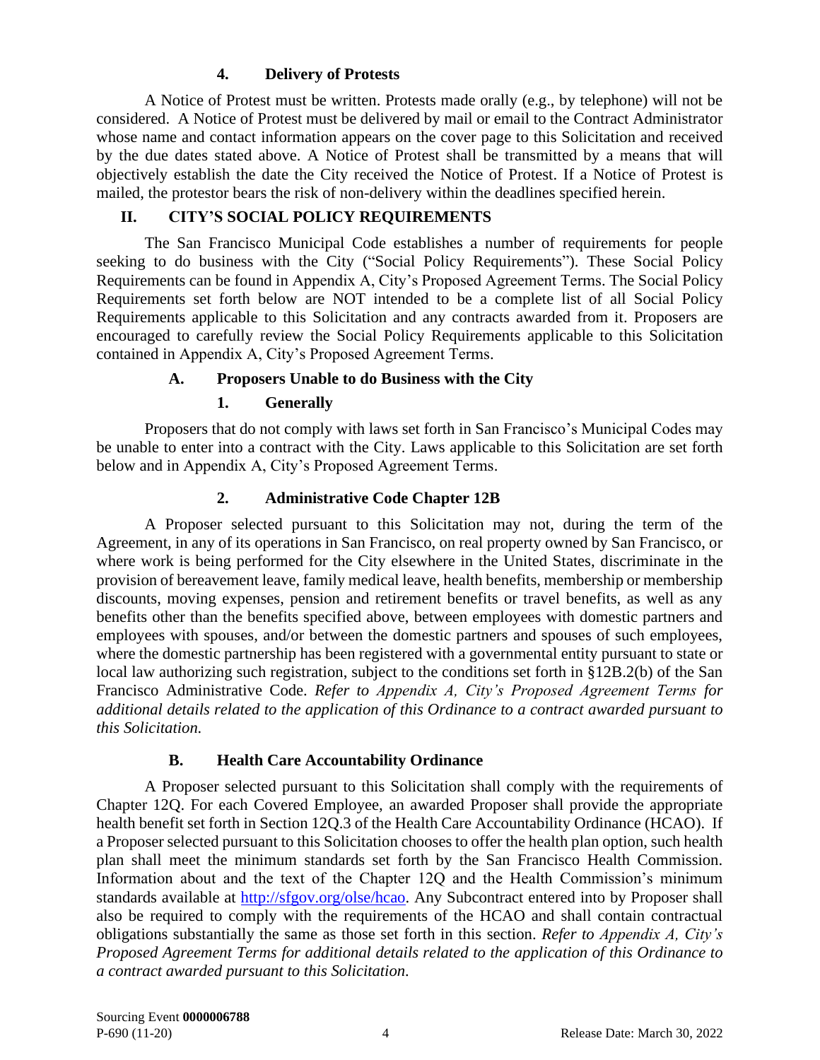#### 4. Delivery of Protests

A Notice of Protest must be written. Protests made orally (e.g., by telephone) will not be considered. A Notice of Protest must be delivered by mail or email to the Contract Administrator whose name and contact information appears on the cover page to this Solicitation and received by the due dates stated above. A Notice of Protest shall be transmitted by a means that will objectively establish the date the City received the Notice of Protest. If a Notice of Protest is mailed, the protestor bears the risk of non-delivery within the deadlines specified herein.

## II. CITY'S SOCIAL POLICY REQUIREMENTS

The San Francisco Municipal Code establishes a number of requirements for people seeking to do business with the City ("Social Policy Requirements"). These Social Policy Requirements can be found in Appendix A, City's Proposed Agreement Terms. The Social Policy Requirements set forth below are NOT intended to be a complete list of all Social Policy Requirements applicable to this Solicitation and any contracts awarded from it. Proposers are encouraged to carefully review the Social Policy Requirements applicable to this Solicitation contained in Appendix A, City's Proposed Agreement Terms.

### A. Proposers Unable to do Business with the City

#### 1. Generally

Proposers that do not comply with laws set forth in San Francisco's Municipal Codes may be unable to enter into a contract with the City. Laws applicable to this Solicitation are set forth below and in Appendix A, City's Proposed Agreement Terms.

#### 2. Administrative Code Chapter 12B

A Proposer selected pursuant to this Solicitation may not, during the term of the Agreement, in any of its operations in San Francisco, on real property owned by San Francisco, or where work is being performed for the City elsewhere in the United States, discriminate in the provision of bereavement leave, family medical leave, health benefits, membership or membership discounts, moving expenses, pension and retirement benefits or travel benefits, as well as any benefits other than the benefits specified above, between employees with domestic partners and employees with spouses, and/or between the domestic partners and spouses of such employees, where the domestic partnership has been registered with a governmental entity pursuant to state or local law authorizing such registration, subject to the conditions set forth in §12B.2(b) of the San Francisco Administrative Code. *Refer to Appendix A, City's Proposed Agreement Terms for additional details related to the application of this Ordinance to a contract awarded pursuant to this Solicitation.*

### B. Health Care Accountability Ordinance

A Proposer selected pursuant to this Solicitation shall comply with the requirements of Chapter 12Q. For each Covered Employee, an awarded Proposer shall provide the appropriate health benefit set forth in Section 12Q.3 of the Health Care Accountability Ordinance (HCAO). If a Proposer selected pursuant to this Solicitation chooses to offer the health plan option, such health plan shall meet the minimum standards set forth by the San Francisco Health Commission. Information about and the text of the Chapter 12Q and the Health Commission's minimum standards available at http://sfgov.org/olse/hcao. Any Subcontract entered into by Proposer shall also be required to comply with the requirements of the HCAO and shall contain contractual obligations substantially the same as those set forth in this section. *Refer to Appendix A, City's Proposed Agreement Terms for additional details related to the application of this Ordinance to a contract awarded pursuant to this Solicitation.*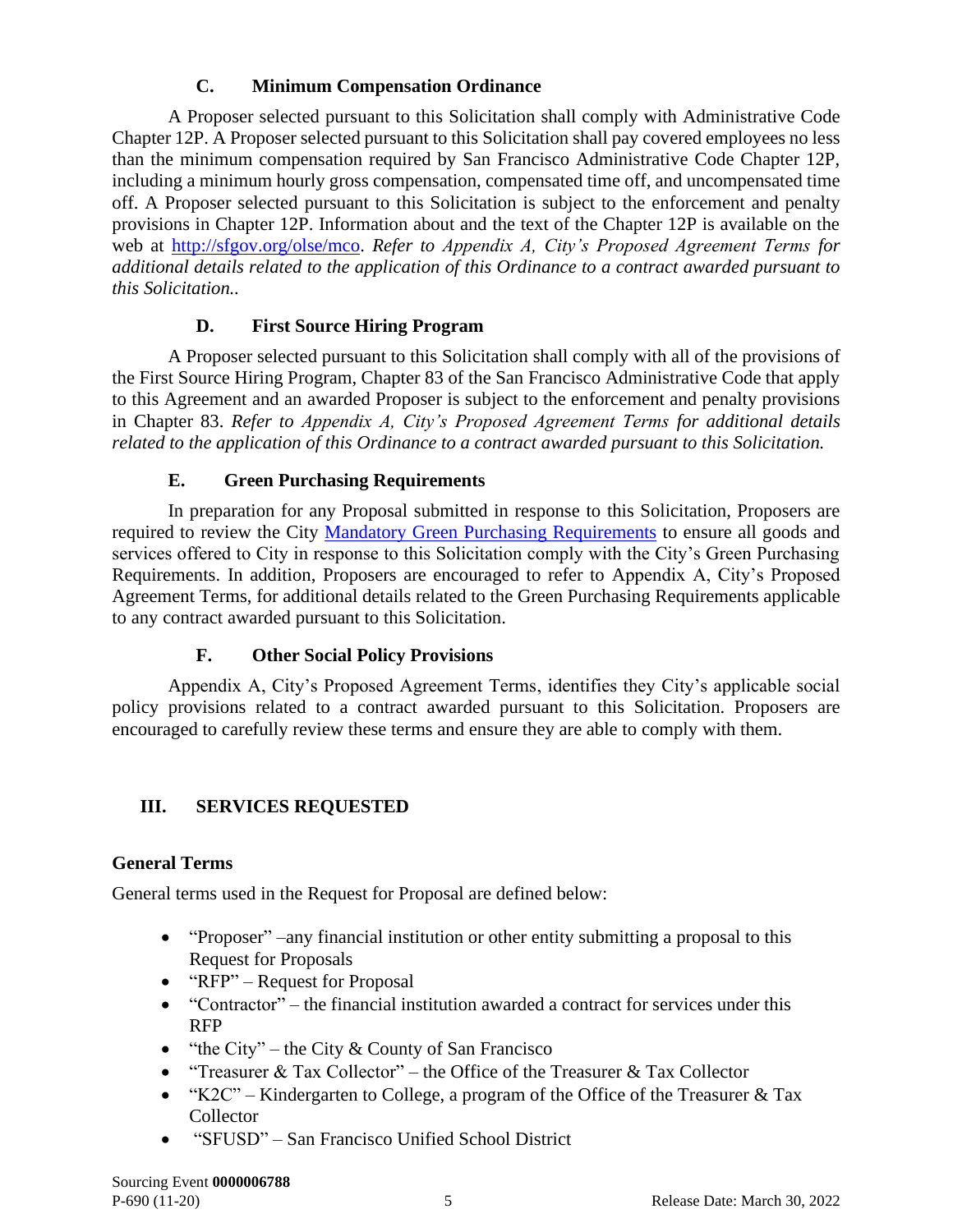### C. Minimum Compensation Ordinance

A Proposer selected pursuant to this Solicitation shall comply with Administrative Code Chapter 12P. A Proposer selected pursuant to this Solicitation shall pay covered employees no less than the minimum compensation required by San Francisco Administrative Code Chapter 12P, including a minimum hourly gross compensation, compensated time off, and uncompensated time off. A Proposer selected pursuant to this Solicitation is subject to the enforcement and penalty provisions in Chapter 12P. Information about and the text of the Chapter 12P is available on the web at [http://sfgov.org/olse/mco](http://sfgov.org/olse/mco). *Refer to Appendix A, City's Proposed Agreement Terms for additional details related to the application of this Ordinance to a contract awarded pursuant to this Solicitation..*

### D. First Source Hiring Program

A Proposer selected pursuant to this Solicitation shall comply with all of the provisions of the First Source Hiring Program, Chapter 83 of the San Francisco Administrative Code that apply to this Agreement and an awarded Proposer is subject to the enforcement and penalty provisions in Chapter 83. *Refer to Appendix A, City's Proposed Agreement Terms for additional details related to the application of this Ordinance to a contract awarded pursuant to this Solicitation.*

### E. Green Purchasing Requirements

In preparation for any Proposal submitted in response to this Solicitation, Proposers are required to review the City Mandatory Green Purchasing Requirements to ensure all goods and services offered to City in response to this Solicitation comply with the City's Green Purchasing Requirements. In addition, Proposers are encouraged to refer to Appendix A, City's Proposed Agreement Terms, for additional details related to the Green Purchasing Requirements applicable to any contract awarded pursuant to this Solicitation.

### F. Other Social Policy Provisions

Appendix A, City's Proposed Agreement Terms, identifies they City's applicable social policy provisions related to a contract awarded pursuant to this Solicitation. Proposers are encouraged to carefully review these terms and ensure they are able to comply with them.

## III. SERVICES REQUESTED

### General Terms

General terms used in the Request for Proposal are defined below:

- "Proposer" –any financial institution or other entity submitting a proposal to this Request for Proposals
- "RFP" – Request for Proposal
- "Contractor" – the financial institution awarded a contract for services under this RFP
- "the City" – the City & County of San Francisco
- "Treasurer & Tax Collector" – the Office of the Treasurer & Tax Collector
- "K2C" – Kindergarten to College, a program of the Office of the Treasurer & Tax Collector
- "SFUSD" – San Francisco Unified School District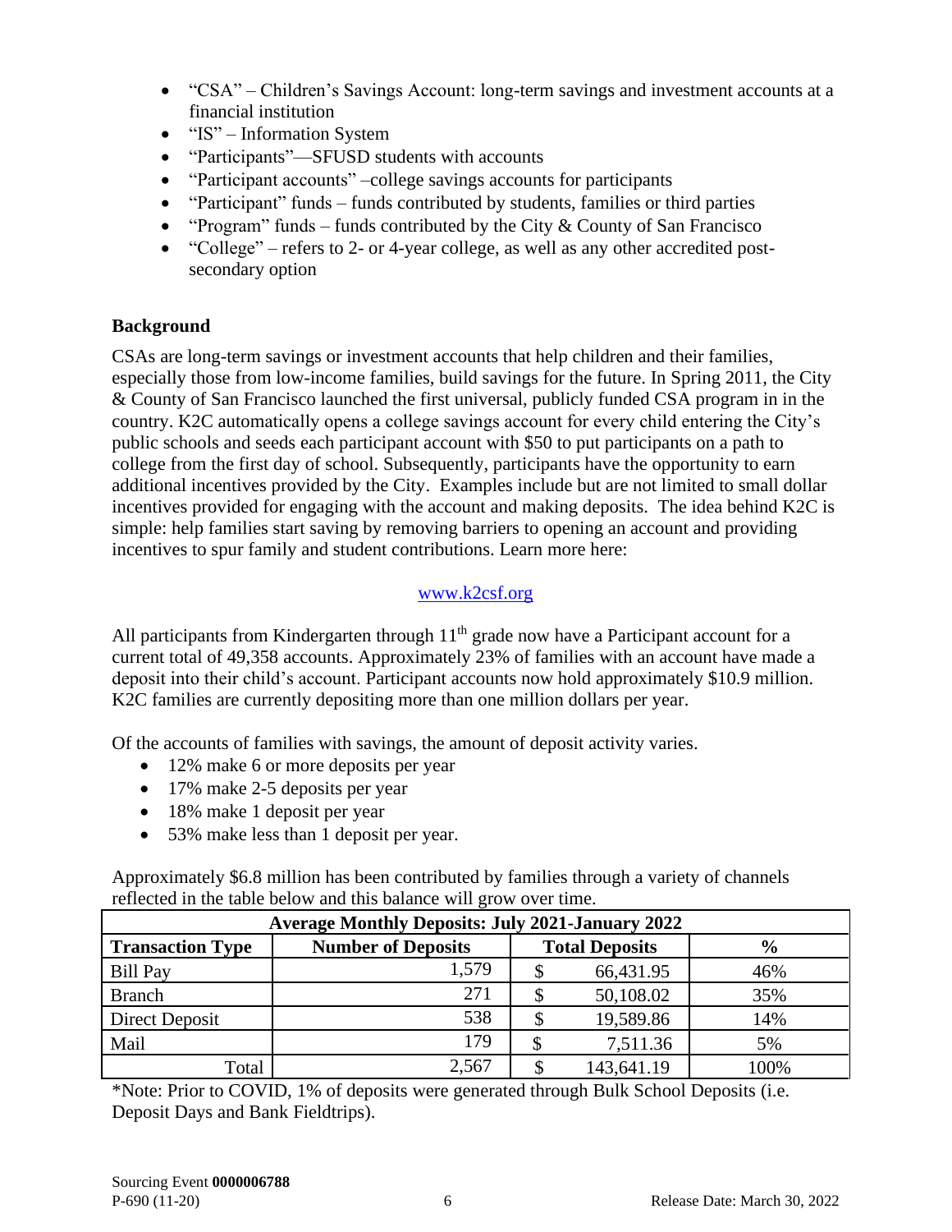- "CSA" – Children's Savings Account: long-term savings and investment accounts at a financial institution
- "IS" – Information System
- "Participants"—SFUSD students with accounts
- "Participant accounts" –college savings accounts for participants
- "Participant" funds – funds contributed by students, families or third parties
- "Program" funds – funds contributed by the City & County of San Francisco
- "College" – refers to 2- or 4-year college, as well as any other accredited post-secondary option

**Background**

CSAs are long-term savings or investment accounts that help children and their families, especially those from low-income families, build savings for the future. In Spring 2011, the City & County of San Francisco launched the first universal, publicly funded CSA program in in the country. K2C automatically opens a college savings account for every child entering the City's public schools and seeds each participant account with $50 to put participants on a path to college from the first day of school. Subsequently, participants have the opportunity to earn additional incentives provided by the City. Examples include but are not limited to small dollar incentives provided for engaging with the account and making deposits. The idea behind K2C is simple: help families start saving by removing barriers to opening an account and providing incentives to spur family and student contributions. Learn more here:

www.k2csf.org

All participants from Kindergarten through 11th grade now have a Participant account for a current total of 49,358 accounts. Approximately 23% of families with an account have made a deposit into their child's account. Participant accounts now hold approximately $10.9 million. K2C families are currently depositing more than one million dollars per year.

Of the accounts of families with savings, the amount of deposit activity varies.

- 12% make 6 or more deposits per year
- 17% make 2-5 deposits per year
- 18% make 1 deposit per year
- 53% make less than 1 deposit per year.

Approximately $6.8 million has been contributed by families through a variety of channels reflected in the table below and this balance will grow over time.

| Average Monthly Deposits: July 2021-January 2022 | | | |
|---|---|---|---|
| **Transaction Type** | **Number of Deposits** | **Total Deposits** | **%** |
| Bill Pay | 1,579 | $ 66,431.95 | 46% |
| Branch | 271 | $ 50,108.02 | 35% |
| Direct Deposit | 538 | $ 19,589.86 | 14% |
| Mail | 179 | $ 7,511.36 | 5% |
| Total | 2,567 | $ 143,641.19 | 100% |

*Note: Prior to COVID, 1% of deposits were generated through Bulk School Deposits (i.e. Deposit Days and Bank Fieldtrips).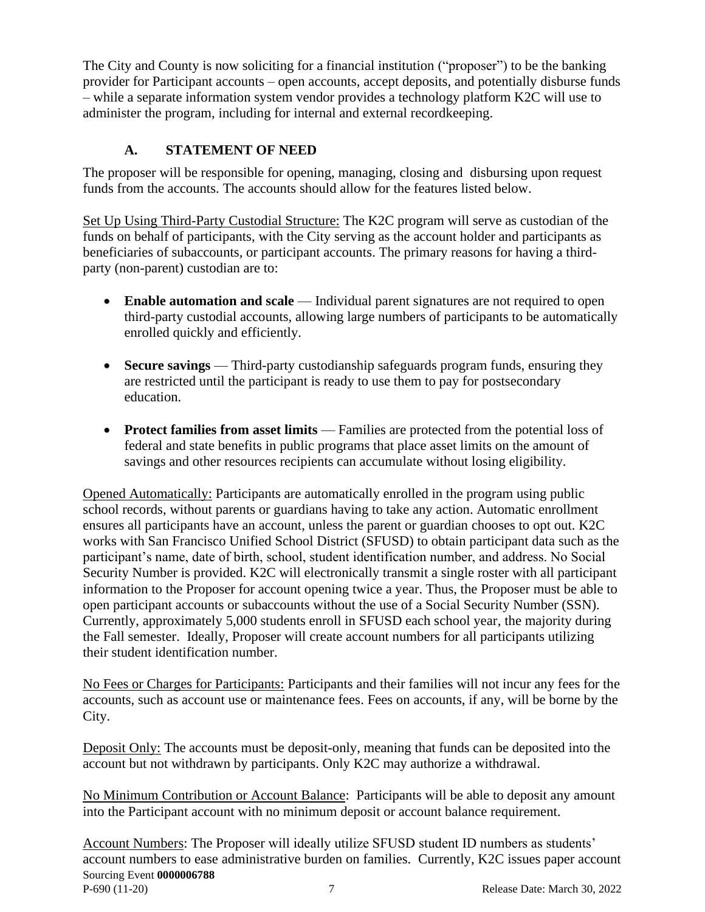The City and County is now soliciting for a financial institution ("proposer") to be the banking provider for Participant accounts – open accounts, accept deposits, and potentially disburse funds – while a separate information system vendor provides a technology platform K2C will use to administer the program, including for internal and external recordkeeping.

## A. STATEMENT OF NEED

The proposer will be responsible for opening, managing, closing and disbursing upon request funds from the accounts. The accounts should allow for the features listed below.

<u>Set Up Using Third-Party Custodial Structure:</u> The K2C program will serve as custodian of the funds on behalf of participants, with the City serving as the account holder and participants as beneficiaries of subaccounts, or participant accounts. The primary reasons for having a third-party (non-parent) custodian are to:

- **Enable automation and scale** — Individual parent signatures are not required to open third-party custodial accounts, allowing large numbers of participants to be automatically enrolled quickly and efficiently.
- **Secure savings** — Third-party custodianship safeguards program funds, ensuring they are restricted until the participant is ready to use them to pay for postsecondary education.
- **Protect families from asset limits** — Families are protected from the potential loss of federal and state benefits in public programs that place asset limits on the amount of savings and other resources recipients can accumulate without losing eligibility.

<u>Opened Automatically:</u> Participants are automatically enrolled in the program using public school records, without parents or guardians having to take any action. Automatic enrollment ensures all participants have an account, unless the parent or guardian chooses to opt out. K2C works with San Francisco Unified School District (SFUSD) to obtain participant data such as the participant's name, date of birth, school, student identification number, and address. No Social Security Number is provided. K2C will electronically transmit a single roster with all participant information to the Proposer for account opening twice a year. Thus, the Proposer must be able to open participant accounts or subaccounts without the use of a Social Security Number (SSN). Currently, approximately 5,000 students enroll in SFUSD each school year, the majority during the Fall semester. Ideally, Proposer will create account numbers for all participants utilizing their student identification number.

<u>No Fees or Charges for Participants:</u> Participants and their families will not incur any fees for the accounts, such as account use or maintenance fees. Fees on accounts, if any, will be borne by the City.

<u>Deposit Only:</u> The accounts must be deposit-only, meaning that funds can be deposited into the account but not withdrawn by participants. Only K2C may authorize a withdrawal.

<u>No Minimum Contribution or Account Balance</u>: Participants will be able to deposit any amount into the Participant account with no minimum deposit or account balance requirement.

<u>Account Numbers</u>: The Proposer will ideally utilize SFUSD student ID numbers as students' account numbers to ease administrative burden on families. Currently, K2C issues paper account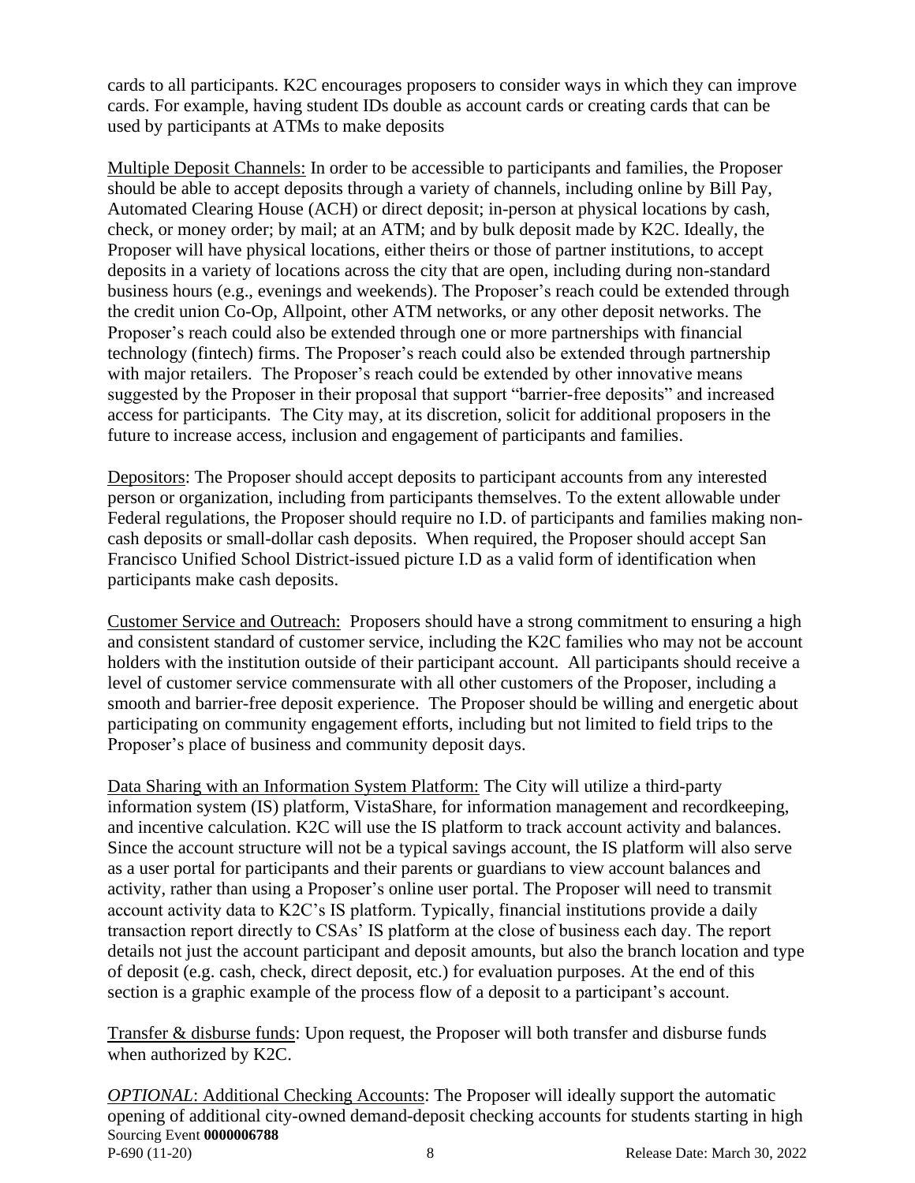cards to all participants. K2C encourages proposers to consider ways in which they can improve cards. For example, having student IDs double as account cards or creating cards that can be used by participants at ATMs to make deposits

Multiple Deposit Channels: In order to be accessible to participants and families, the Proposer should be able to accept deposits through a variety of channels, including online by Bill Pay, Automated Clearing House (ACH) or direct deposit; in-person at physical locations by cash, check, or money order; by mail; at an ATM; and by bulk deposit made by K2C. Ideally, the Proposer will have physical locations, either theirs or those of partner institutions, to accept deposits in a variety of locations across the city that are open, including during non-standard business hours (e.g., evenings and weekends). The Proposer's reach could be extended through the credit union Co-Op, Allpoint, other ATM networks, or any other deposit networks. The Proposer's reach could also be extended through one or more partnerships with financial technology (fintech) firms. The Proposer's reach could also be extended through partnership with major retailers. The Proposer's reach could be extended by other innovative means suggested by the Proposer in their proposal that support "barrier-free deposits" and increased access for participants. The City may, at its discretion, solicit for additional proposers in the future to increase access, inclusion and engagement of participants and families.

Depositors: The Proposer should accept deposits to participant accounts from any interested person or organization, including from participants themselves. To the extent allowable under Federal regulations, the Proposer should require no I.D. of participants and families making non-cash deposits or small-dollar cash deposits. When required, the Proposer should accept San Francisco Unified School District-issued picture I.D as a valid form of identification when participants make cash deposits.

Customer Service and Outreach: Proposers should have a strong commitment to ensuring a high and consistent standard of customer service, including the K2C families who may not be account holders with the institution outside of their participant account. All participants should receive a level of customer service commensurate with all other customers of the Proposer, including a smooth and barrier-free deposit experience. The Proposer should be willing and energetic about participating on community engagement efforts, including but not limited to field trips to the Proposer's place of business and community deposit days.

Data Sharing with an Information System Platform: The City will utilize a third-party information system (IS) platform, VistaShare, for information management and recordkeeping, and incentive calculation. K2C will use the IS platform to track account activity and balances. Since the account structure will not be a typical savings account, the IS platform will also serve as a user portal for participants and their parents or guardians to view account balances and activity, rather than using a Proposer's online user portal. The Proposer will need to transmit account activity data to K2C's IS platform. Typically, financial institutions provide a daily transaction report directly to CSAs' IS platform at the close of business each day. The report details not just the account participant and deposit amounts, but also the branch location and type of deposit (e.g. cash, check, direct deposit, etc.) for evaluation purposes. At the end of this section is a graphic example of the process flow of a deposit to a participant's account.

Transfer & disburse funds: Upon request, the Proposer will both transfer and disburse funds when authorized by K2C.

*OPTIONAL*: Additional Checking Accounts: The Proposer will ideally support the automatic opening of additional city-owned demand-deposit checking accounts for students starting in high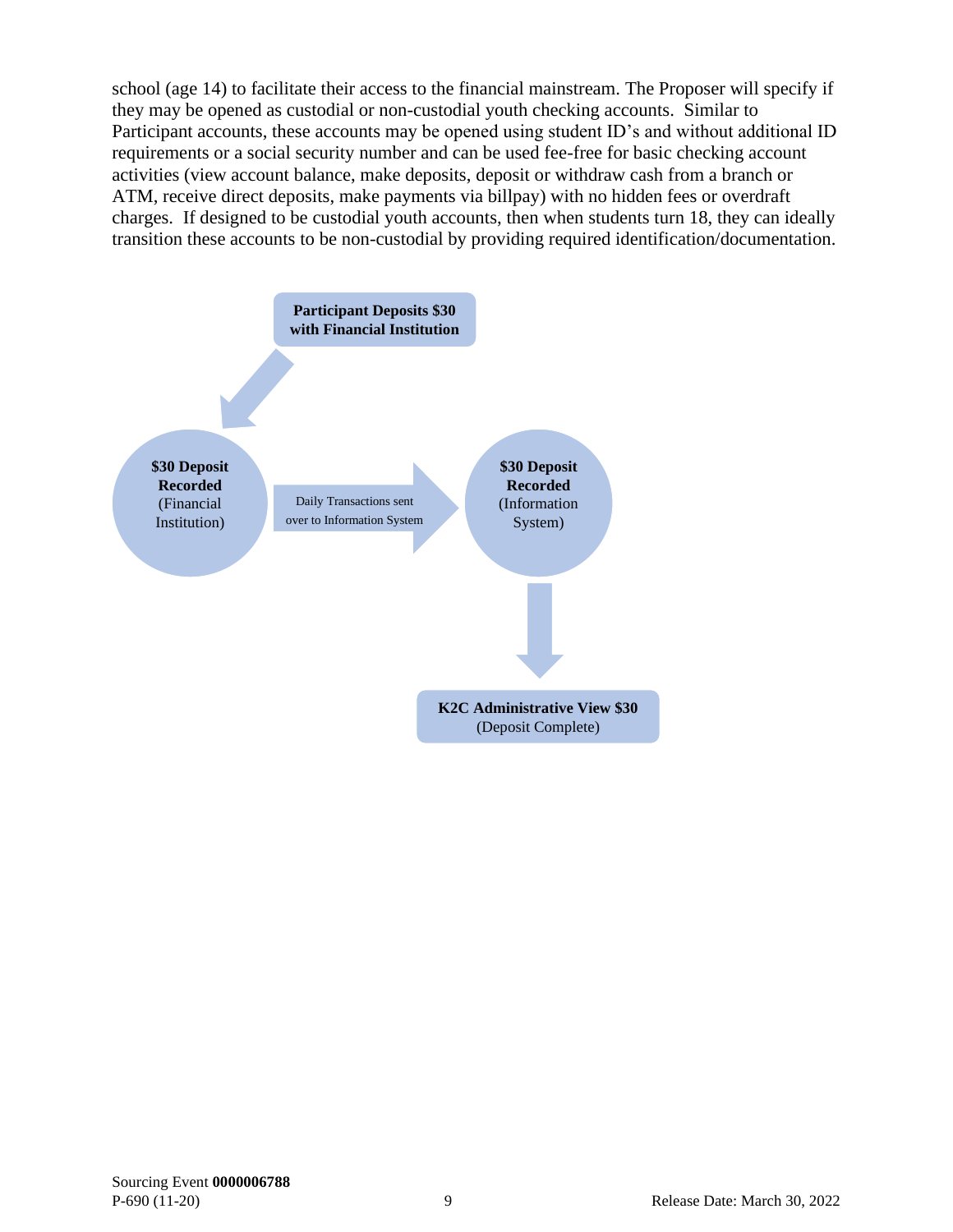school (age 14) to facilitate their access to the financial mainstream. The Proposer will specify if they may be opened as custodial or non-custodial youth checking accounts. Similar to Participant accounts, these accounts may be opened using student ID's and without additional ID requirements or a social security number and can be used fee-free for basic checking account activities (view account balance, make deposits, deposit or withdraw cash from a branch or ATM, receive direct deposits, make payments via billpay) with no hidden fees or overdraft charges. If designed to be custodial youth accounts, then when students turn 18, they can ideally transition these accounts to be non-custodial by providing required identification/documentation.

**Participant Deposits $30 with Financial Institution**

↓

**$30 Deposit Recorded** (Financial Institution)

→ Daily Transactions sent over to Information System →

**$30 Deposit Recorded** (Information System)

↓

**K2C Administrative View $30** (Deposit Complete)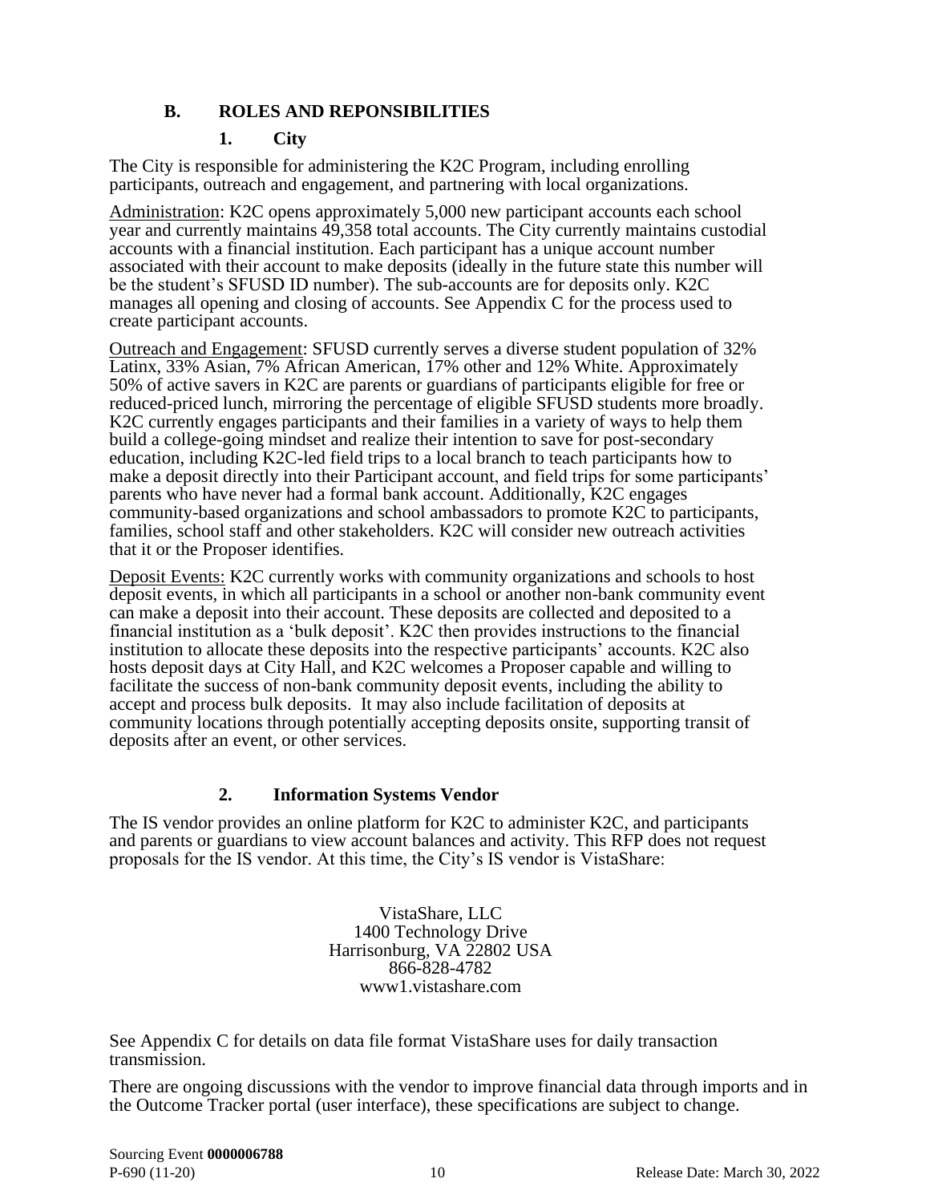## B. ROLES AND REPONSIBILITIES

### 1. City

The City is responsible for administering the K2C Program, including enrolling participants, outreach and engagement, and partnering with local organizations.

Administration: K2C opens approximately 5,000 new participant accounts each school year and currently maintains 49,358 total accounts. The City currently maintains custodial accounts with a financial institution. Each participant has a unique account number associated with their account to make deposits (ideally in the future state this number will be the student's SFUSD ID number). The sub-accounts are for deposits only. K2C manages all opening and closing of accounts. See Appendix C for the process used to create participant accounts.

Outreach and Engagement: SFUSD currently serves a diverse student population of 32% Latinx, 33% Asian, 7% African American, 17% other and 12% White. Approximately 50% of active savers in K2C are parents or guardians of participants eligible for free or reduced-priced lunch, mirroring the percentage of eligible SFUSD students more broadly. K2C currently engages participants and their families in a variety of ways to help them build a college-going mindset and realize their intention to save for post-secondary education, including K2C-led field trips to a local branch to teach participants how to make a deposit directly into their Participant account, and field trips for some participants' parents who have never had a formal bank account. Additionally, K2C engages community-based organizations and school ambassadors to promote K2C to participants, families, school staff and other stakeholders. K2C will consider new outreach activities that it or the Proposer identifies.

Deposit Events: K2C currently works with community organizations and schools to host deposit events, in which all participants in a school or another non-bank community event can make a deposit into their account. These deposits are collected and deposited to a financial institution as a 'bulk deposit'. K2C then provides instructions to the financial institution to allocate these deposits into the respective participants' accounts. K2C also hosts deposit days at City Hall, and K2C welcomes a Proposer capable and willing to facilitate the success of non-bank community deposit events, including the ability to accept and process bulk deposits. It may also include facilitation of deposits at community locations through potentially accepting deposits onsite, supporting transit of deposits after an event, or other services.

### 2. Information Systems Vendor

The IS vendor provides an online platform for K2C to administer K2C, and participants and parents or guardians to view account balances and activity. This RFP does not request proposals for the IS vendor. At this time, the City's IS vendor is VistaShare:

VistaShare, LLC
1400 Technology Drive
Harrisonburg, VA 22802 USA
866-828-4782
www1.vistashare.com

See Appendix C for details on data file format VistaShare uses for daily transaction transmission.

There are ongoing discussions with the vendor to improve financial data through imports and in the Outcome Tracker portal (user interface), these specifications are subject to change.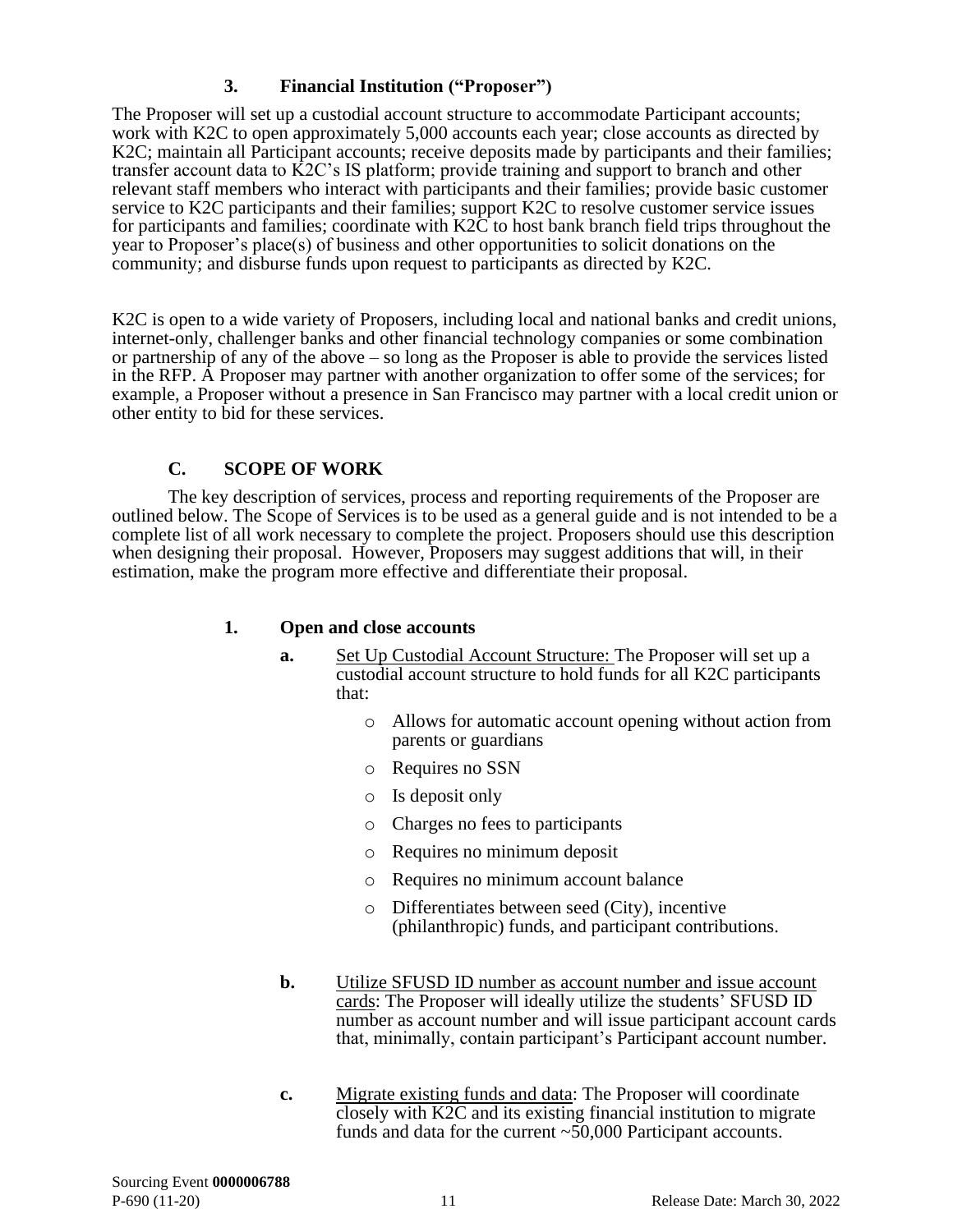### 3. Financial Institution ("Proposer")

The Proposer will set up a custodial account structure to accommodate Participant accounts; work with K2C to open approximately 5,000 accounts each year; close accounts as directed by K2C; maintain all Participant accounts; receive deposits made by participants and their families; transfer account data to K2C's IS platform; provide training and support to branch and other relevant staff members who interact with participants and their families; provide basic customer service to K2C participants and their families; support K2C to resolve customer service issues for participants and families; coordinate with K2C to host bank branch field trips throughout the year to Proposer's place(s) of business and other opportunities to solicit donations on the community; and disburse funds upon request to participants as directed by K2C.

K2C is open to a wide variety of Proposers, including local and national banks and credit unions, internet-only, challenger banks and other financial technology companies or some combination or partnership of any of the above – so long as the Proposer is able to provide the services listed in the RFP. A Proposer may partner with another organization to offer some of the services; for example, a Proposer without a presence in San Francisco may partner with a local credit union or other entity to bid for these services.

## C. SCOPE OF WORK

The key description of services, process and reporting requirements of the Proposer are outlined below. The Scope of Services is to be used as a general guide and is not intended to be a complete list of all work necessary to complete the project. Proposers should use this description when designing their proposal. However, Proposers may suggest additions that will, in their estimation, make the program more effective and differentiate their proposal.

### 1. Open and close accounts

**a.** Set Up Custodial Account Structure: The Proposer will set up a custodial account structure to hold funds for all K2C participants that:

- Allows for automatic account opening without action from parents or guardians
- Requires no SSN
- Is deposit only
- Charges no fees to participants
- Requires no minimum deposit
- Requires no minimum account balance
- Differentiates between seed (City), incentive (philanthropic) funds, and participant contributions.

**b.** Utilize SFUSD ID number as account number and issue account cards: The Proposer will ideally utilize the students' SFUSD ID number as account number and will issue participant account cards that, minimally, contain participant's Participant account number.

**c.** Migrate existing funds and data: The Proposer will coordinate closely with K2C and its existing financial institution to migrate funds and data for the current ~50,000 Participant accounts.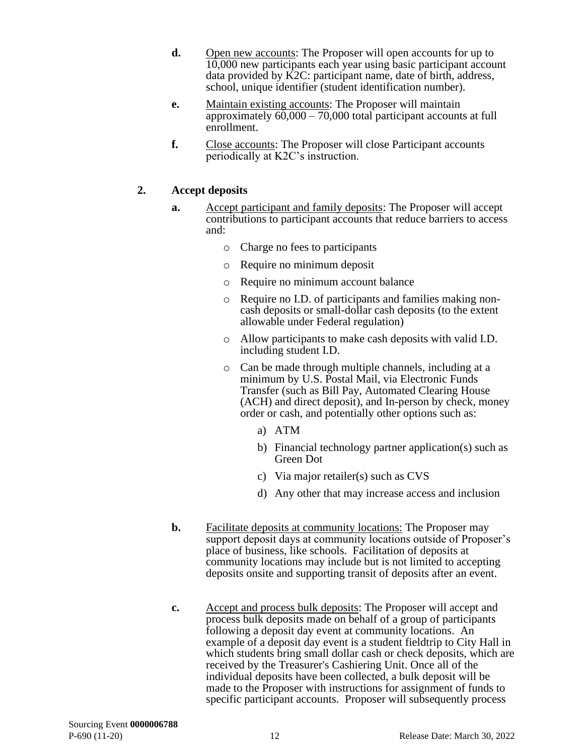**d.** Open new accounts: The Proposer will open accounts for up to 10,000 new participants each year using basic participant account data provided by K2C: participant name, date of birth, address, school, unique identifier (student identification number).

**e.** Maintain existing accounts: The Proposer will maintain approximately 60,000 – 70,000 total participant accounts at full enrollment.

**f.** Close accounts: The Proposer will close Participant accounts periodically at K2C's instruction.

**2. Accept deposits**

**a.** Accept participant and family deposits: The Proposer will accept contributions to participant accounts that reduce barriers to access and:

- Charge no fees to participants
- Require no minimum deposit
- Require no minimum account balance
- Require no I.D. of participants and families making non-cash deposits or small-dollar cash deposits (to the extent allowable under Federal regulation)
- Allow participants to make cash deposits with valid I.D. including student I.D.
- Can be made through multiple channels, including at a minimum by U.S. Postal Mail, via Electronic Funds Transfer (such as Bill Pay, Automated Clearing House (ACH) and direct deposit), and In-person by check, money order or cash, and potentially other options such as:
  a) ATM
  b) Financial technology partner application(s) such as Green Dot
  c) Via major retailer(s) such as CVS
  d) Any other that may increase access and inclusion

**b.** Facilitate deposits at community locations: The Proposer may support deposit days at community locations outside of Proposer's place of business, like schools. Facilitation of deposits at community locations may include but is not limited to accepting deposits onsite and supporting transit of deposits after an event.

**c.** Accept and process bulk deposits: The Proposer will accept and process bulk deposits made on behalf of a group of participants following a deposit day event at community locations. An example of a deposit day event is a student fieldtrip to City Hall in which students bring small dollar cash or check deposits, which are received by the Treasurer's Cashiering Unit. Once all of the individual deposits have been collected, a bulk deposit will be made to the Proposer with instructions for assignment of funds to specific participant accounts. Proposer will subsequently process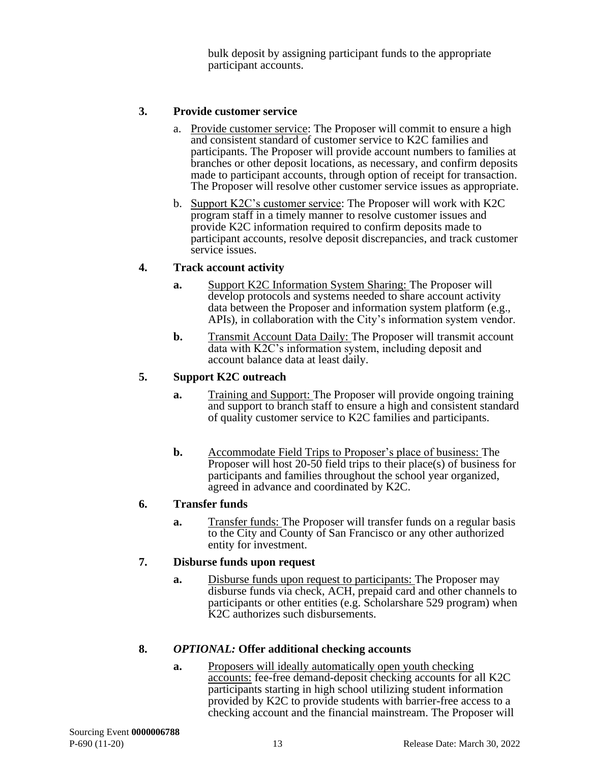bulk deposit by assigning participant funds to the appropriate participant accounts.

**3. Provide customer service**

a. Provide customer service: The Proposer will commit to ensure a high and consistent standard of customer service to K2C families and participants. The Proposer will provide account numbers to families at branches or other deposit locations, as necessary, and confirm deposits made to participant accounts, through option of receipt for transaction. The Proposer will resolve other customer service issues as appropriate.

b. Support K2C's customer service: The Proposer will work with K2C program staff in a timely manner to resolve customer issues and provide K2C information required to confirm deposits made to participant accounts, resolve deposit discrepancies, and track customer service issues.

**4. Track account activity**

**a.** Support K2C Information System Sharing: The Proposer will develop protocols and systems needed to share account activity data between the Proposer and information system platform (e.g., APIs), in collaboration with the City's information system vendor.

**b.** Transmit Account Data Daily: The Proposer will transmit account data with K2C's information system, including deposit and account balance data at least daily.

**5. Support K2C outreach**

**a.** Training and Support: The Proposer will provide ongoing training and support to branch staff to ensure a high and consistent standard of quality customer service to K2C families and participants.

**b.** Accommodate Field Trips to Proposer's place of business: The Proposer will host 20-50 field trips to their place(s) of business for participants and families throughout the school year organized, agreed in advance and coordinated by K2C.

**6. Transfer funds**

**a.** Transfer funds: The Proposer will transfer funds on a regular basis to the City and County of San Francisco or any other authorized entity for investment.

**7. Disburse funds upon request**

**a.** Disburse funds upon request to participants: The Proposer may disburse funds via check, ACH, prepaid card and other channels to participants or other entities (e.g. Scholarshare 529 program) when K2C authorizes such disbursements.

**8. *OPTIONAL:* Offer additional checking accounts**

**a.** Proposers will ideally automatically open youth checking accounts: fee-free demand-deposit checking accounts for all K2C participants starting in high school utilizing student information provided by K2C to provide students with barrier-free access to a checking account and the financial mainstream. The Proposer will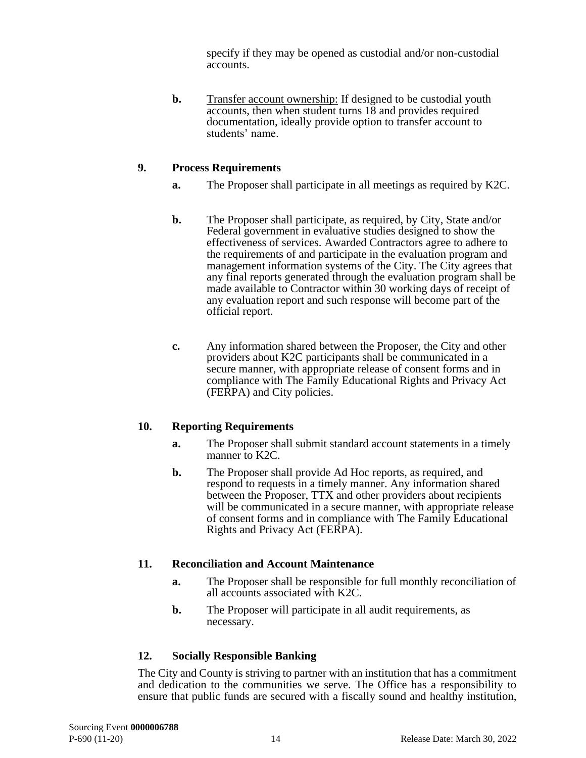specify if they may be opened as custodial and/or non-custodial accounts.

**b.** Transfer account ownership: If designed to be custodial youth accounts, then when student turns 18 and provides required documentation, ideally provide option to transfer account to students' name.

## 9. Process Requirements

**a.** The Proposer shall participate in all meetings as required by K2C.

**b.** The Proposer shall participate, as required, by City, State and/or Federal government in evaluative studies designed to show the effectiveness of services. Awarded Contractors agree to adhere to the requirements of and participate in the evaluation program and management information systems of the City. The City agrees that any final reports generated through the evaluation program shall be made available to Contractor within 30 working days of receipt of any evaluation report and such response will become part of the official report.

**c.** Any information shared between the Proposer, the City and other providers about K2C participants shall be communicated in a secure manner, with appropriate release of consent forms and in compliance with The Family Educational Rights and Privacy Act (FERPA) and City policies.

## 10. Reporting Requirements

**a.** The Proposer shall submit standard account statements in a timely manner to K2C.

**b.** The Proposer shall provide Ad Hoc reports, as required, and respond to requests in a timely manner. Any information shared between the Proposer, TTX and other providers about recipients will be communicated in a secure manner, with appropriate release of consent forms and in compliance with The Family Educational Rights and Privacy Act (FERPA).

## 11. Reconciliation and Account Maintenance

**a.** The Proposer shall be responsible for full monthly reconciliation of all accounts associated with K2C.

**b.** The Proposer will participate in all audit requirements, as necessary.

## 12. Socially Responsible Banking

The City and County is striving to partner with an institution that has a commitment and dedication to the communities we serve. The Office has a responsibility to ensure that public funds are secured with a fiscally sound and healthy institution,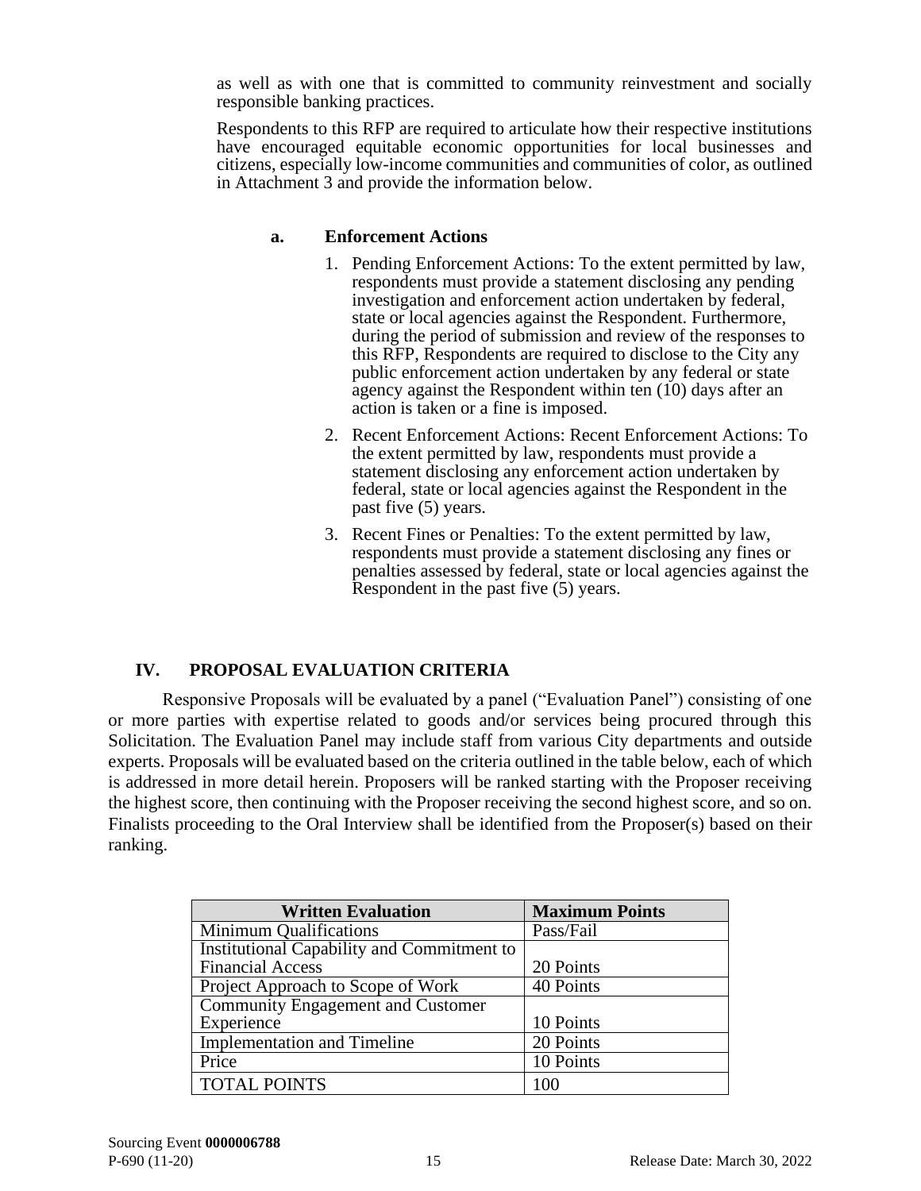as well as with one that is committed to community reinvestment and socially responsible banking practices.

Respondents to this RFP are required to articulate how their respective institutions have encouraged equitable economic opportunities for local businesses and citizens, especially low-income communities and communities of color, as outlined in Attachment 3 and provide the information below.

**a. Enforcement Actions**

1. Pending Enforcement Actions: To the extent permitted by law, respondents must provide a statement disclosing any pending investigation and enforcement action undertaken by federal, state or local agencies against the Respondent. Furthermore, during the period of submission and review of the responses to this RFP, Respondents are required to disclose to the City any public enforcement action undertaken by any federal or state agency against the Respondent within ten (10) days after an action is taken or a fine is imposed.
2. Recent Enforcement Actions: Recent Enforcement Actions: To the extent permitted by law, respondents must provide a statement disclosing any enforcement action undertaken by federal, state or local agencies against the Respondent in the past five (5) years.
3. Recent Fines or Penalties: To the extent permitted by law, respondents must provide a statement disclosing any fines or penalties assessed by federal, state or local agencies against the Respondent in the past five (5) years.

## IV. PROPOSAL EVALUATION CRITERIA

Responsive Proposals will be evaluated by a panel ("Evaluation Panel") consisting of one or more parties with expertise related to goods and/or services being procured through this Solicitation. The Evaluation Panel may include staff from various City departments and outside experts. Proposals will be evaluated based on the criteria outlined in the table below, each of which is addressed in more detail herein. Proposers will be ranked starting with the Proposer receiving the highest score, then continuing with the Proposer receiving the second highest score, and so on. Finalists proceeding to the Oral Interview shall be identified from the Proposer(s) based on their ranking.

| Written Evaluation | Maximum Points |
|---|---|
| Minimum Qualifications | Pass/Fail |
| Institutional Capability and Commitment to Financial Access | 20 Points |
| Project Approach to Scope of Work | 40 Points |
| Community Engagement and Customer Experience | 10 Points |
| Implementation and Timeline | 20 Points |
| Price | 10 Points |
| TOTAL POINTS | 100 |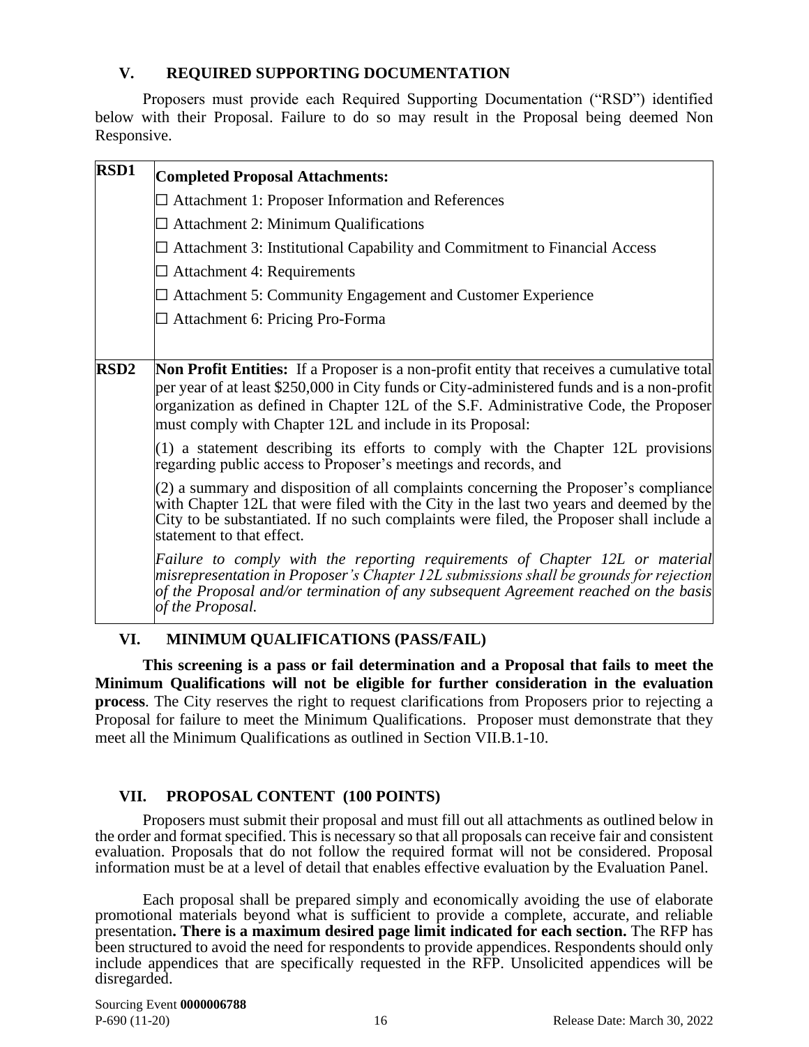## V. REQUIRED SUPPORTING DOCUMENTATION

Proposers must provide each Required Supporting Documentation ("RSD") identified below with their Proposal. Failure to do so may result in the Proposal being deemed Non Responsive.

| | |
|---|---|
| **RSD1** | **Completed Proposal Attachments:**<br>☐ Attachment 1: Proposer Information and References<br>☐ Attachment 2: Minimum Qualifications<br>☐ Attachment 3: Institutional Capability and Commitment to Financial Access<br>☐ Attachment 4: Requirements<br>☐ Attachment 5: Community Engagement and Customer Experience<br>☐ Attachment 6: Pricing Pro-Forma |
| **RSD2** | **Non Profit Entities:** If a Proposer is a non-profit entity that receives a cumulative total per year of at least $250,000 in City funds or City-administered funds and is a non-profit organization as defined in Chapter 12L of the S.F. Administrative Code, the Proposer must comply with Chapter 12L and include in its Proposal:<br>(1) a statement describing its efforts to comply with the Chapter 12L provisions regarding public access to Proposer's meetings and records, and<br>(2) a summary and disposition of all complaints concerning the Proposer's compliance with Chapter 12L that were filed with the City in the last two years and deemed by the City to be substantiated. If no such complaints were filed, the Proposer shall include a statement to that effect.<br>*Failure to comply with the reporting requirements of Chapter 12L or material misrepresentation in Proposer's Chapter 12L submissions shall be grounds for rejection of the Proposal and/or termination of any subsequent Agreement reached on the basis of the Proposal.* |

## VI. MINIMUM QUALIFICATIONS (PASS/FAIL)

**This screening is a pass or fail determination and a Proposal that fails to meet the Minimum Qualifications will not be eligible for further consideration in the evaluation process**. The City reserves the right to request clarifications from Proposers prior to rejecting a Proposal for failure to meet the Minimum Qualifications. Proposer must demonstrate that they meet all the Minimum Qualifications as outlined in Section VII.B.1-10.

## VII. PROPOSAL CONTENT (100 POINTS)

Proposers must submit their proposal and must fill out all attachments as outlined below in the order and format specified. This is necessary so that all proposals can receive fair and consistent evaluation. Proposals that do not follow the required format will not be considered. Proposal information must be at a level of detail that enables effective evaluation by the Evaluation Panel.

Each proposal shall be prepared simply and economically avoiding the use of elaborate promotional materials beyond what is sufficient to provide a complete, accurate, and reliable presentation**. There is a maximum desired page limit indicated for each section.** The RFP has been structured to avoid the need for respondents to provide appendices. Respondents should only include appendices that are specifically requested in the RFP. Unsolicited appendices will be disregarded.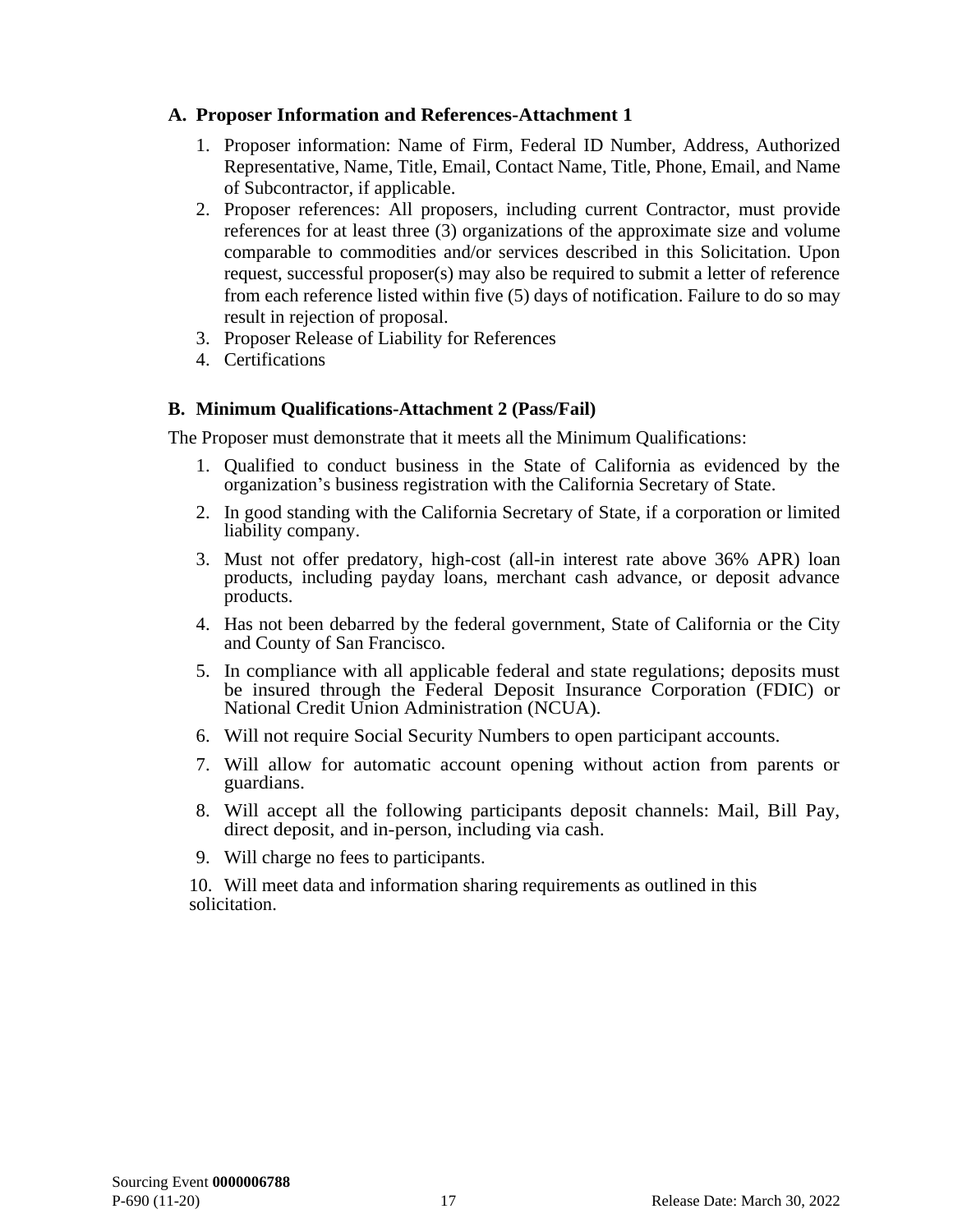### A. Proposer Information and References-Attachment 1

1. Proposer information: Name of Firm, Federal ID Number, Address, Authorized Representative, Name, Title, Email, Contact Name, Title, Phone, Email, and Name of Subcontractor, if applicable.
2. Proposer references: All proposers, including current Contractor, must provide references for at least three (3) organizations of the approximate size and volume comparable to commodities and/or services described in this Solicitation. Upon request, successful proposer(s) may also be required to submit a letter of reference from each reference listed within five (5) days of notification. Failure to do so may result in rejection of proposal.
3. Proposer Release of Liability for References
4. Certifications

### B. Minimum Qualifications-Attachment 2 (Pass/Fail)

The Proposer must demonstrate that it meets all the Minimum Qualifications:

1. Qualified to conduct business in the State of California as evidenced by the organization's business registration with the California Secretary of State.
2. In good standing with the California Secretary of State, if a corporation or limited liability company.
3. Must not offer predatory, high-cost (all-in interest rate above 36% APR) loan products, including payday loans, merchant cash advance, or deposit advance products.
4. Has not been debarred by the federal government, State of California or the City and County of San Francisco.
5. In compliance with all applicable federal and state regulations; deposits must be insured through the Federal Deposit Insurance Corporation (FDIC) or National Credit Union Administration (NCUA).
6. Will not require Social Security Numbers to open participant accounts.
7. Will allow for automatic account opening without action from parents or guardians.
8. Will accept all the following participants deposit channels: Mail, Bill Pay, direct deposit, and in-person, including via cash.
9. Will charge no fees to participants.
10. Will meet data and information sharing requirements as outlined in this solicitation.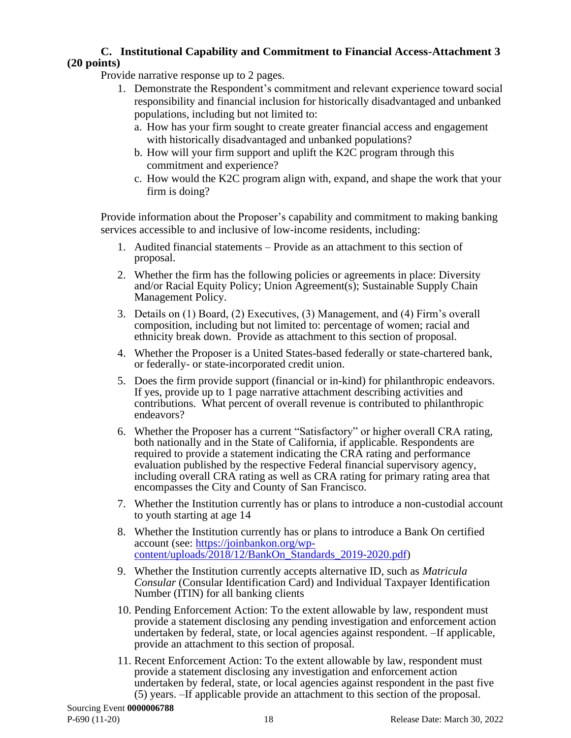### C. Institutional Capability and Commitment to Financial Access-Attachment 3 (20 points)

Provide narrative response up to 2 pages.

1. Demonstrate the Respondent's commitment and relevant experience toward social responsibility and financial inclusion for historically disadvantaged and unbanked populations, including but not limited to:
   a. How has your firm sought to create greater financial access and engagement with historically disadvantaged and unbanked populations?
   b. How will your firm support and uplift the K2C program through this commitment and experience?
   c. How would the K2C program align with, expand, and shape the work that your firm is doing?

Provide information about the Proposer's capability and commitment to making banking services accessible to and inclusive of low-income residents, including:

1. Audited financial statements – Provide as an attachment to this section of proposal.
2. Whether the firm has the following policies or agreements in place: Diversity and/or Racial Equity Policy; Union Agreement(s); Sustainable Supply Chain Management Policy.
3. Details on (1) Board, (2) Executives, (3) Management, and (4) Firm's overall composition, including but not limited to: percentage of women; racial and ethnicity break down. Provide as attachment to this section of proposal.
4. Whether the Proposer is a United States-based federally or state-chartered bank, or federally- or state-incorporated credit union.
5. Does the firm provide support (financial or in-kind) for philanthropic endeavors. If yes, provide up to 1 page narrative attachment describing activities and contributions. What percent of overall revenue is contributed to philanthropic endeavors?
6. Whether the Proposer has a current "Satisfactory" or higher overall CRA rating, both nationally and in the State of California, if applicable. Respondents are required to provide a statement indicating the CRA rating and performance evaluation published by the respective Federal financial supervisory agency, including overall CRA rating as well as CRA rating for primary rating area that encompasses the City and County of San Francisco.
7. Whether the Institution currently has or plans to introduce a non-custodial account to youth starting at age 14
8. Whether the Institution currently has or plans to introduce a Bank On certified account (see: [https://joinbankon.org/wp-content/uploads/2018/12/BankOn_Standards_2019-2020.pdf](https://joinbankon.org/wp-content/uploads/2018/12/BankOn_Standards_2019-2020.pdf))
9. Whether the Institution currently accepts alternative ID, such as *Matricula Consular* (Consular Identification Card) and Individual Taxpayer Identification Number (ITIN) for all banking clients
10. Pending Enforcement Action: To the extent allowable by law, respondent must provide a statement disclosing any pending investigation and enforcement action undertaken by federal, state, or local agencies against respondent. –If applicable, provide an attachment to this section of proposal.
11. Recent Enforcement Action: To the extent allowable by law, respondent must provide a statement disclosing any investigation and enforcement action undertaken by federal, state, or local agencies against respondent in the past five (5) years. –If applicable provide an attachment to this section of the proposal.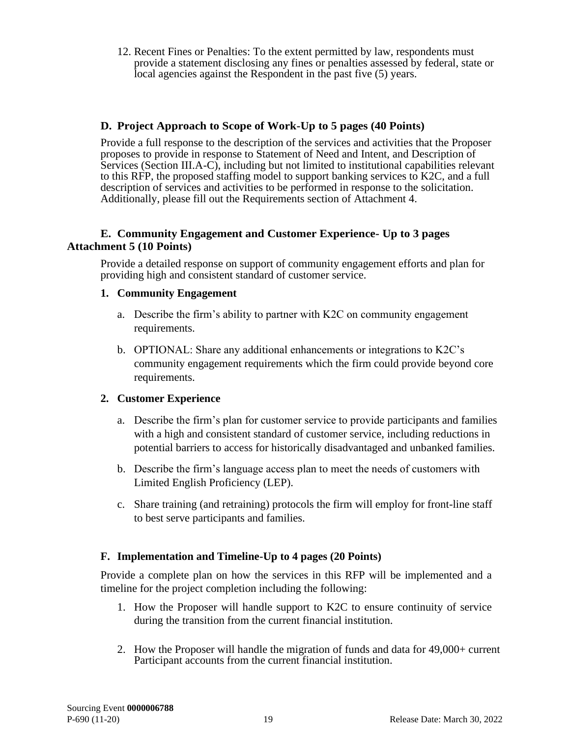12. Recent Fines or Penalties: To the extent permitted by law, respondents must provide a statement disclosing any fines or penalties assessed by federal, state or local agencies against the Respondent in the past five (5) years.

### D. Project Approach to Scope of Work-Up to 5 pages (40 Points)

Provide a full response to the description of the services and activities that the Proposer proposes to provide in response to Statement of Need and Intent, and Description of Services (Section III.A-C), including but not limited to institutional capabilities relevant to this RFP, the proposed staffing model to support banking services to K2C, and a full description of services and activities to be performed in response to the solicitation. Additionally, please fill out the Requirements section of Attachment 4.

### E. Community Engagement and Customer Experience- Up to 3 pages Attachment 5 (10 Points)

Provide a detailed response on support of community engagement efforts and plan for providing high and consistent standard of customer service.

**1. Community Engagement**

a. Describe the firm's ability to partner with K2C on community engagement requirements.

b. OPTIONAL: Share any additional enhancements or integrations to K2C's community engagement requirements which the firm could provide beyond core requirements.

**2. Customer Experience**

a. Describe the firm's plan for customer service to provide participants and families with a high and consistent standard of customer service, including reductions in potential barriers to access for historically disadvantaged and unbanked families.

b. Describe the firm's language access plan to meet the needs of customers with Limited English Proficiency (LEP).

c. Share training (and retraining) protocols the firm will employ for front-line staff to best serve participants and families.

### F. Implementation and Timeline-Up to 4 pages (20 Points)

Provide a complete plan on how the services in this RFP will be implemented and a timeline for the project completion including the following:

1. How the Proposer will handle support to K2C to ensure continuity of service during the transition from the current financial institution.

2. How the Proposer will handle the migration of funds and data for 49,000+ current Participant accounts from the current financial institution.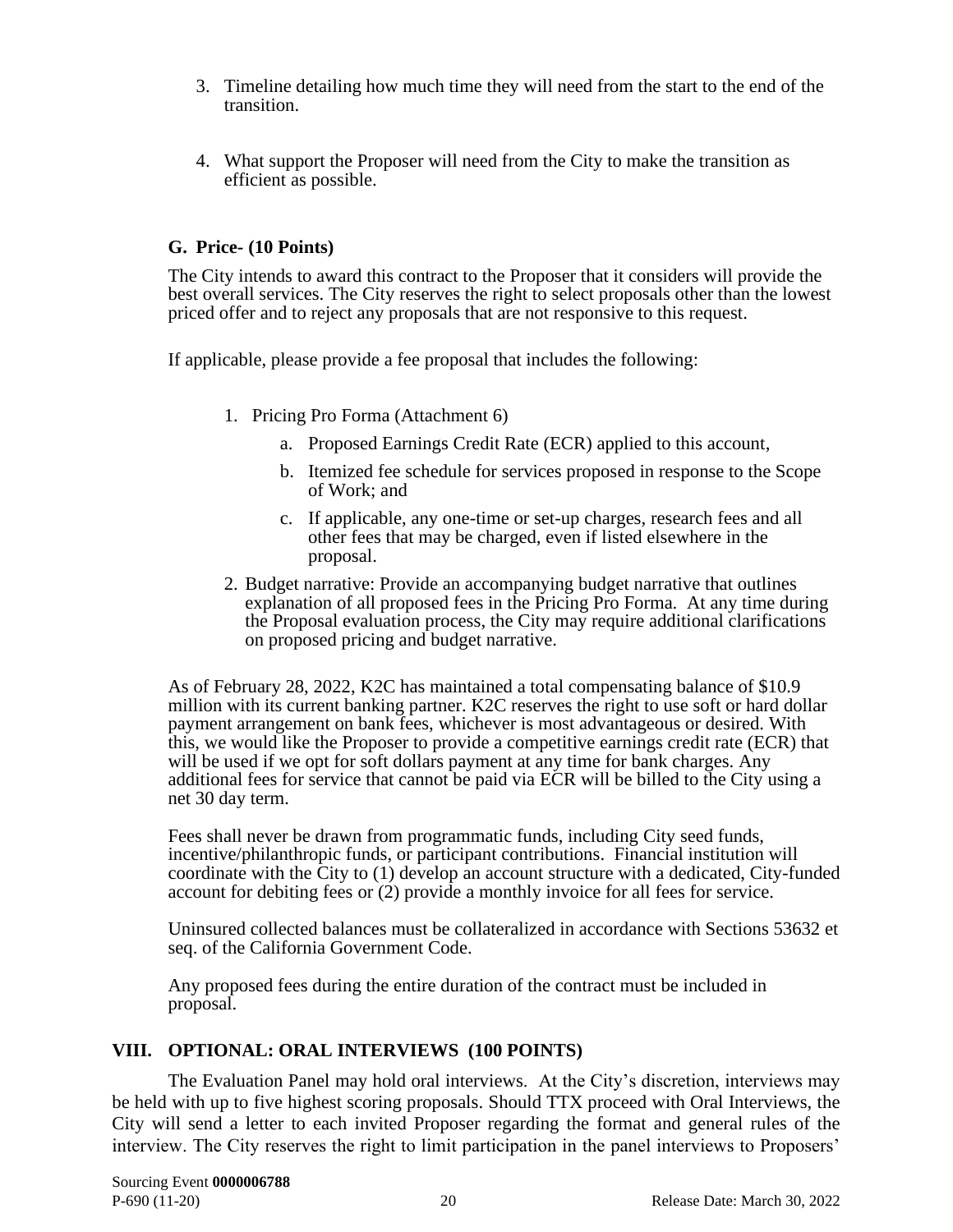3. Timeline detailing how much time they will need from the start to the end of the transition.

4. What support the Proposer will need from the City to make the transition as efficient as possible.

### G. Price- (10 Points)

The City intends to award this contract to the Proposer that it considers will provide the best overall services. The City reserves the right to select proposals other than the lowest priced offer and to reject any proposals that are not responsive to this request.

If applicable, please provide a fee proposal that includes the following:

1. Pricing Pro Forma (Attachment 6)
   a. Proposed Earnings Credit Rate (ECR) applied to this account,
   b. Itemized fee schedule for services proposed in response to the Scope of Work; and
   c. If applicable, any one-time or set-up charges, research fees and all other fees that may be charged, even if listed elsewhere in the proposal.
2. Budget narrative: Provide an accompanying budget narrative that outlines explanation of all proposed fees in the Pricing Pro Forma. At any time during the Proposal evaluation process, the City may require additional clarifications on proposed pricing and budget narrative.

As of February 28, 2022, K2C has maintained a total compensating balance of $10.9 million with its current banking partner. K2C reserves the right to use soft or hard dollar payment arrangement on bank fees, whichever is most advantageous or desired. With this, we would like the Proposer to provide a competitive earnings credit rate (ECR) that will be used if we opt for soft dollars payment at any time for bank charges. Any additional fees for service that cannot be paid via ECR will be billed to the City using a net 30 day term.

Fees shall never be drawn from programmatic funds, including City seed funds, incentive/philanthropic funds, or participant contributions. Financial institution will coordinate with the City to (1) develop an account structure with a dedicated, City-funded account for debiting fees or (2) provide a monthly invoice for all fees for service.

Uninsured collected balances must be collateralized in accordance with Sections 53632 et seq. of the California Government Code.

Any proposed fees during the entire duration of the contract must be included in proposal.

## VIII. OPTIONAL: ORAL INTERVIEWS (100 POINTS)

The Evaluation Panel may hold oral interviews. At the City's discretion, interviews may be held with up to five highest scoring proposals. Should TTX proceed with Oral Interviews, the City will send a letter to each invited Proposer regarding the format and general rules of the interview. The City reserves the right to limit participation in the panel interviews to Proposers'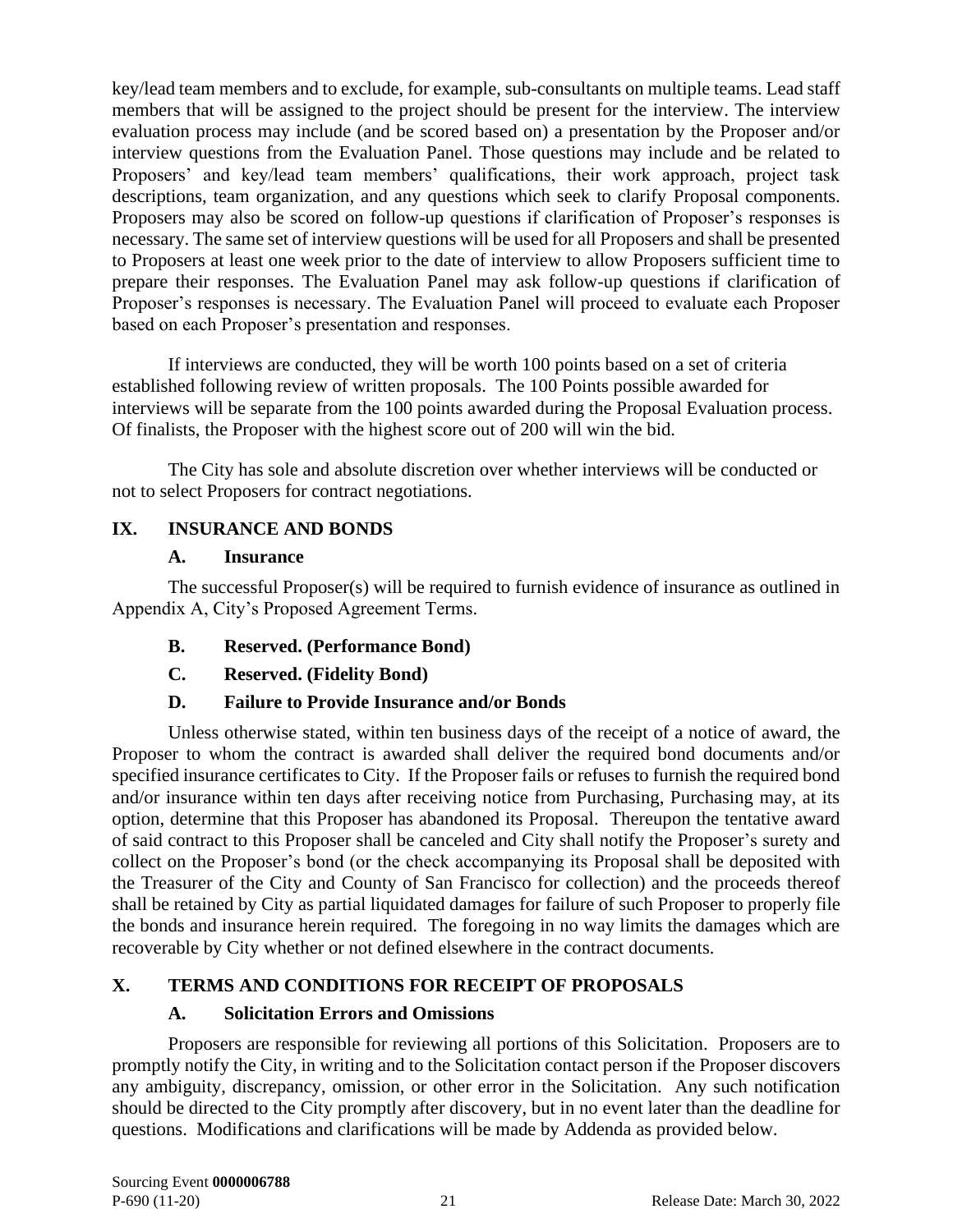key/lead team members and to exclude, for example, sub-consultants on multiple teams. Lead staff members that will be assigned to the project should be present for the interview. The interview evaluation process may include (and be scored based on) a presentation by the Proposer and/or interview questions from the Evaluation Panel. Those questions may include and be related to Proposers' and key/lead team members' qualifications, their work approach, project task descriptions, team organization, and any questions which seek to clarify Proposal components. Proposers may also be scored on follow-up questions if clarification of Proposer's responses is necessary. The same set of interview questions will be used for all Proposers and shall be presented to Proposers at least one week prior to the date of interview to allow Proposers sufficient time to prepare their responses. The Evaluation Panel may ask follow-up questions if clarification of Proposer's responses is necessary. The Evaluation Panel will proceed to evaluate each Proposer based on each Proposer's presentation and responses.

If interviews are conducted, they will be worth 100 points based on a set of criteria established following review of written proposals. The 100 Points possible awarded for interviews will be separate from the 100 points awarded during the Proposal Evaluation process. Of finalists, the Proposer with the highest score out of 200 will win the bid.

The City has sole and absolute discretion over whether interviews will be conducted or not to select Proposers for contract negotiations.

## IX. INSURANCE AND BONDS

### A. Insurance

The successful Proposer(s) will be required to furnish evidence of insurance as outlined in Appendix A, City's Proposed Agreement Terms.

### B. Reserved. (Performance Bond)

### C. Reserved. (Fidelity Bond)

### D. Failure to Provide Insurance and/or Bonds

Unless otherwise stated, within ten business days of the receipt of a notice of award, the Proposer to whom the contract is awarded shall deliver the required bond documents and/or specified insurance certificates to City. If the Proposer fails or refuses to furnish the required bond and/or insurance within ten days after receiving notice from Purchasing, Purchasing may, at its option, determine that this Proposer has abandoned its Proposal. Thereupon the tentative award of said contract to this Proposer shall be canceled and City shall notify the Proposer's surety and collect on the Proposer's bond (or the check accompanying its Proposal shall be deposited with the Treasurer of the City and County of San Francisco for collection) and the proceeds thereof shall be retained by City as partial liquidated damages for failure of such Proposer to properly file the bonds and insurance herein required. The foregoing in no way limits the damages which are recoverable by City whether or not defined elsewhere in the contract documents.

## X. TERMS AND CONDITIONS FOR RECEIPT OF PROPOSALS

### A. Solicitation Errors and Omissions

Proposers are responsible for reviewing all portions of this Solicitation. Proposers are to promptly notify the City, in writing and to the Solicitation contact person if the Proposer discovers any ambiguity, discrepancy, omission, or other error in the Solicitation. Any such notification should be directed to the City promptly after discovery, but in no event later than the deadline for questions. Modifications and clarifications will be made by Addenda as provided below.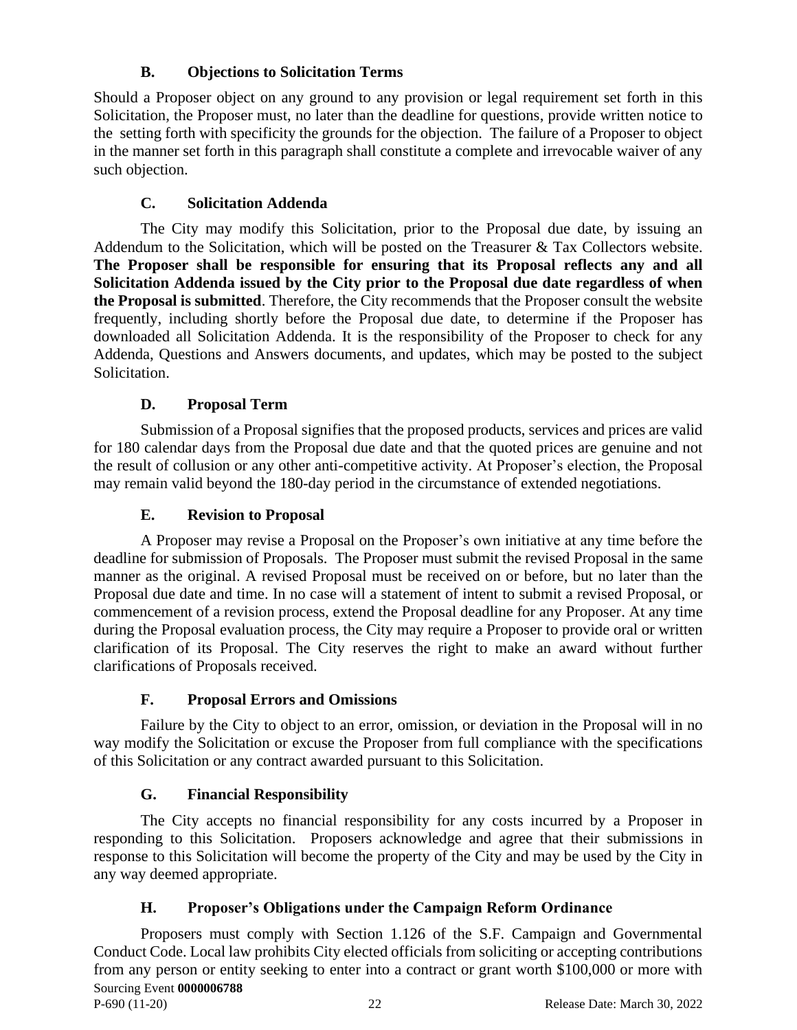### B. Objections to Solicitation Terms

Should a Proposer object on any ground to any provision or legal requirement set forth in this Solicitation, the Proposer must, no later than the deadline for questions, provide written notice to the  setting forth with specificity the grounds for the objection.  The failure of a Proposer to object in the manner set forth in this paragraph shall constitute a complete and irrevocable waiver of any such objection.

### C. Solicitation Addenda

The City may modify this Solicitation, prior to the Proposal due date, by issuing an Addendum to the Solicitation, which will be posted on the Treasurer & Tax Collectors website. **The Proposer shall be responsible for ensuring that its Proposal reflects any and all Solicitation Addenda issued by the City prior to the Proposal due date regardless of when the Proposal is submitted**. Therefore, the City recommends that the Proposer consult the website frequently, including shortly before the Proposal due date, to determine if the Proposer has downloaded all Solicitation Addenda. It is the responsibility of the Proposer to check for any Addenda, Questions and Answers documents, and updates, which may be posted to the subject Solicitation.

### D. Proposal Term

Submission of a Proposal signifies that the proposed products, services and prices are valid for 180 calendar days from the Proposal due date and that the quoted prices are genuine and not the result of collusion or any other anti-competitive activity. At Proposer's election, the Proposal may remain valid beyond the 180-day period in the circumstance of extended negotiations.

### E. Revision to Proposal

A Proposer may revise a Proposal on the Proposer's own initiative at any time before the deadline for submission of Proposals.  The Proposer must submit the revised Proposal in the same manner as the original. A revised Proposal must be received on or before, but no later than the Proposal due date and time. In no case will a statement of intent to submit a revised Proposal, or commencement of a revision process, extend the Proposal deadline for any Proposer. At any time during the Proposal evaluation process, the City may require a Proposer to provide oral or written clarification of its Proposal. The City reserves the right to make an award without further clarifications of Proposals received.

### F. Proposal Errors and Omissions

Failure by the City to object to an error, omission, or deviation in the Proposal will in no way modify the Solicitation or excuse the Proposer from full compliance with the specifications of this Solicitation or any contract awarded pursuant to this Solicitation.

### G. Financial Responsibility

The City accepts no financial responsibility for any costs incurred by a Proposer in responding to this Solicitation.  Proposers acknowledge and agree that their submissions in response to this Solicitation will become the property of the City and may be used by the City in any way deemed appropriate.

### H. Proposer's Obligations under the Campaign Reform Ordinance

Proposers must comply with Section 1.126 of the S.F. Campaign and Governmental Conduct Code. Local law prohibits City elected officials from soliciting or accepting contributions from any person or entity seeking to enter into a contract or grant worth $100,000 or more with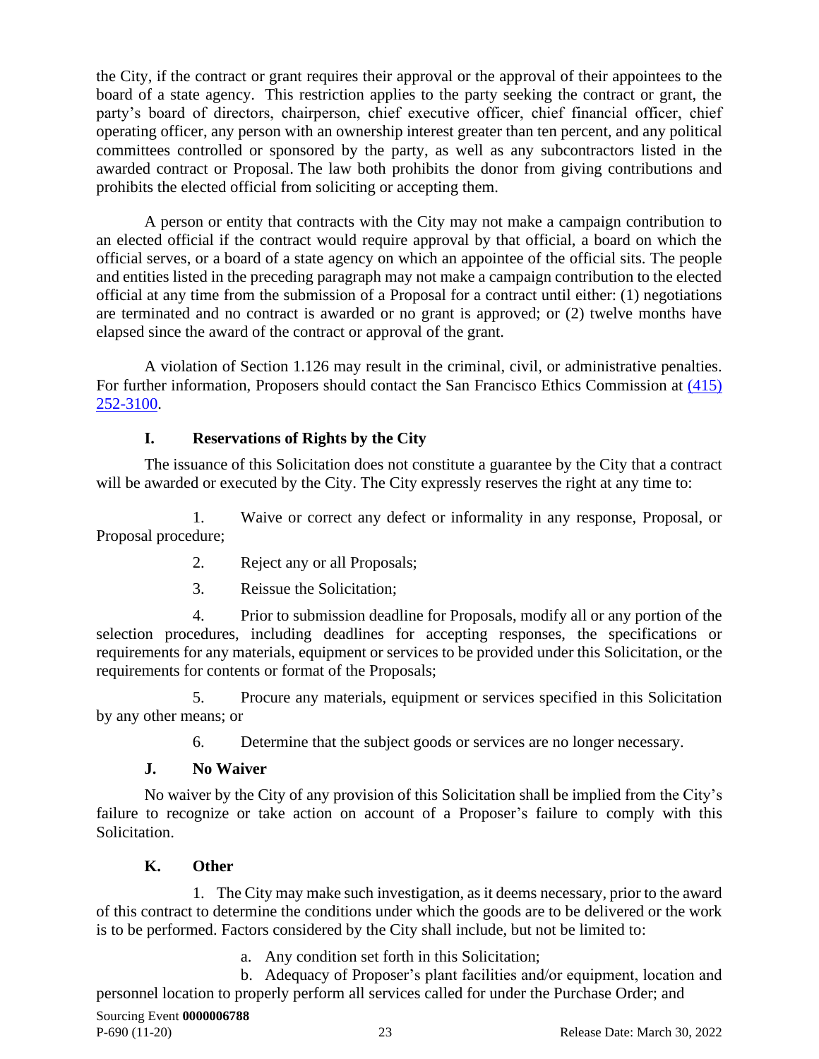the City, if the contract or grant requires their approval or the approval of their appointees to the board of a state agency. This restriction applies to the party seeking the contract or grant, the party's board of directors, chairperson, chief executive officer, chief financial officer, chief operating officer, any person with an ownership interest greater than ten percent, and any political committees controlled or sponsored by the party, as well as any subcontractors listed in the awarded contract or Proposal. The law both prohibits the donor from giving contributions and prohibits the elected official from soliciting or accepting them.

A person or entity that contracts with the City may not make a campaign contribution to an elected official if the contract would require approval by that official, a board on which the official serves, or a board of a state agency on which an appointee of the official sits. The people and entities listed in the preceding paragraph may not make a campaign contribution to the elected official at any time from the submission of a Proposal for a contract until either: (1) negotiations are terminated and no contract is awarded or no grant is approved; or (2) twelve months have elapsed since the award of the contract or approval of the grant.

A violation of Section 1.126 may result in the criminal, civil, or administrative penalties. For further information, Proposers should contact the San Francisco Ethics Commission at (415) 252-3100.

### I. Reservations of Rights by the City

The issuance of this Solicitation does not constitute a guarantee by the City that a contract will be awarded or executed by the City. The City expressly reserves the right at any time to:

1. Waive or correct any defect or informality in any response, Proposal, or Proposal procedure;
2. Reject any or all Proposals;
3. Reissue the Solicitation;
4. Prior to submission deadline for Proposals, modify all or any portion of the selection procedures, including deadlines for accepting responses, the specifications or requirements for any materials, equipment or services to be provided under this Solicitation, or the requirements for contents or format of the Proposals;
5. Procure any materials, equipment or services specified in this Solicitation by any other means; or
6. Determine that the subject goods or services are no longer necessary.

### J. No Waiver

No waiver by the City of any provision of this Solicitation shall be implied from the City's failure to recognize or take action on account of a Proposer's failure to comply with this Solicitation.

### K. Other

1. The City may make such investigation, as it deems necessary, prior to the award of this contract to determine the conditions under which the goods are to be delivered or the work is to be performed. Factors considered by the City shall include, but not be limited to:

   a. Any condition set forth in this Solicitation;

   b. Adequacy of Proposer's plant facilities and/or equipment, location and personnel location to properly perform all services called for under the Purchase Order; and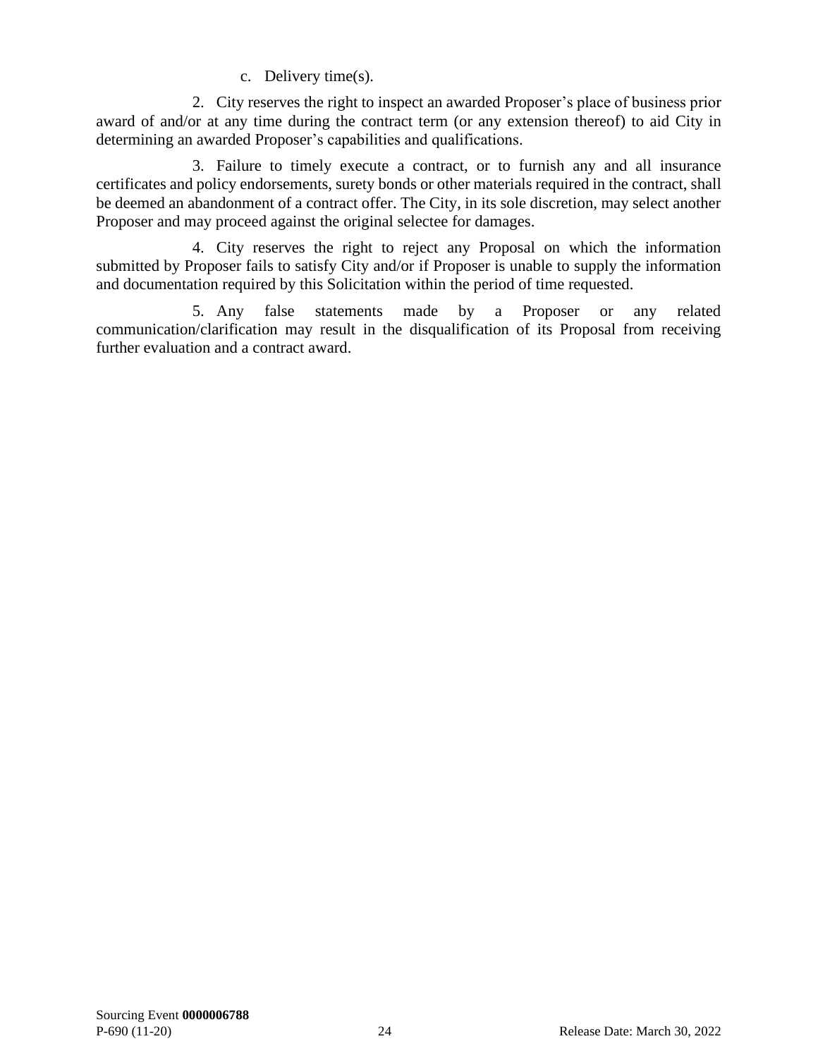c. Delivery time(s).

2. City reserves the right to inspect an awarded Proposer's place of business prior award of and/or at any time during the contract term (or any extension thereof) to aid City in determining an awarded Proposer's capabilities and qualifications.

3. Failure to timely execute a contract, or to furnish any and all insurance certificates and policy endorsements, surety bonds or other materials required in the contract, shall be deemed an abandonment of a contract offer. The City, in its sole discretion, may select another Proposer and may proceed against the original selectee for damages.

4. City reserves the right to reject any Proposal on which the information submitted by Proposer fails to satisfy City and/or if Proposer is unable to supply the information and documentation required by this Solicitation within the period of time requested.

5. Any false statements made by a Proposer or any related communication/clarification may result in the disqualification of its Proposal from receiving further evaluation and a contract award.